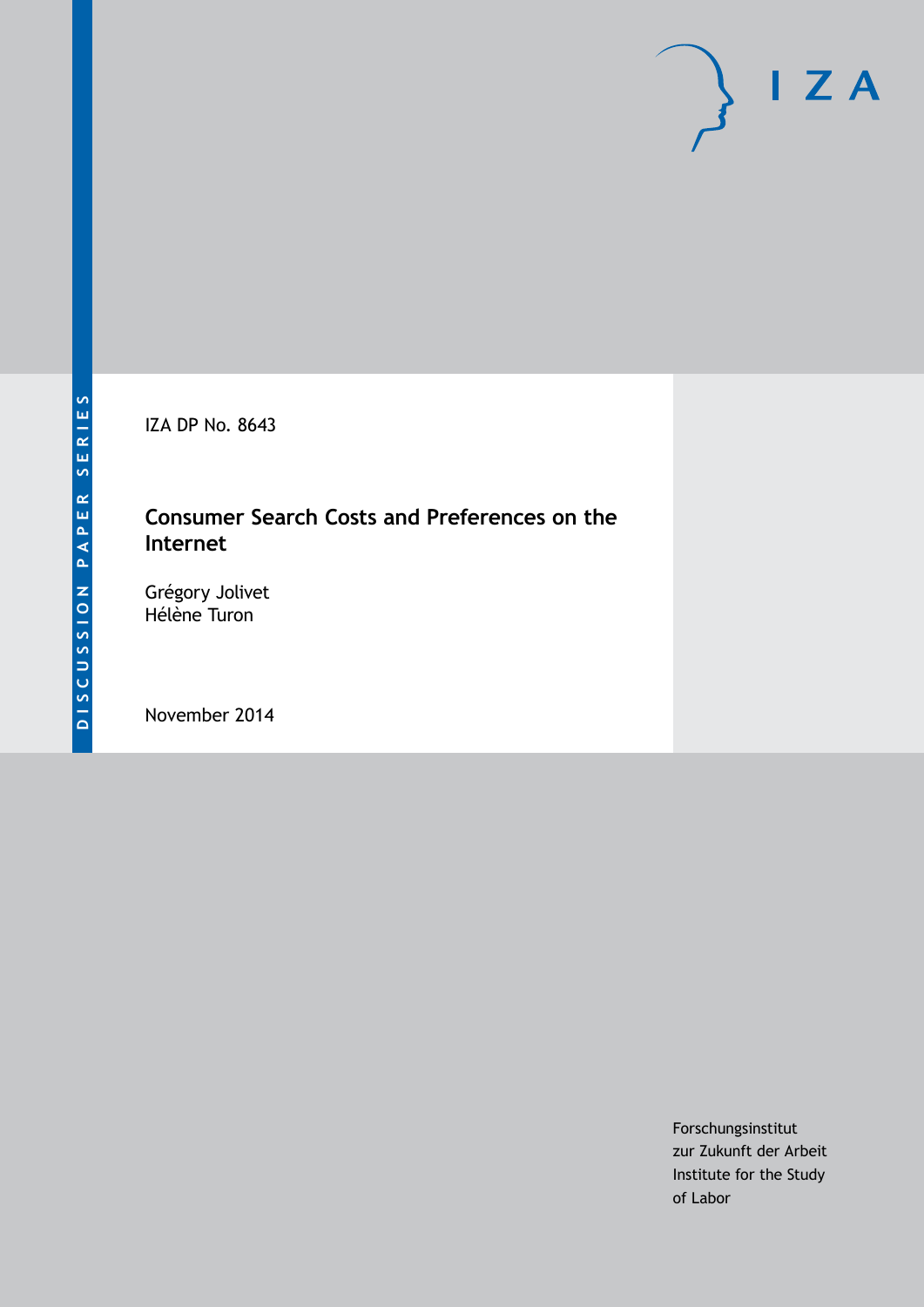DISCUSSION PAPER SERIES

IZA DP No. 8643

# Consumer Search Costs and Preferences on the Internet

Grégory Jolivet
Hélène Turon

November 2014

Forschungsinstitut
zur Zukunft der Arbeit
Institute for the Study
of Labor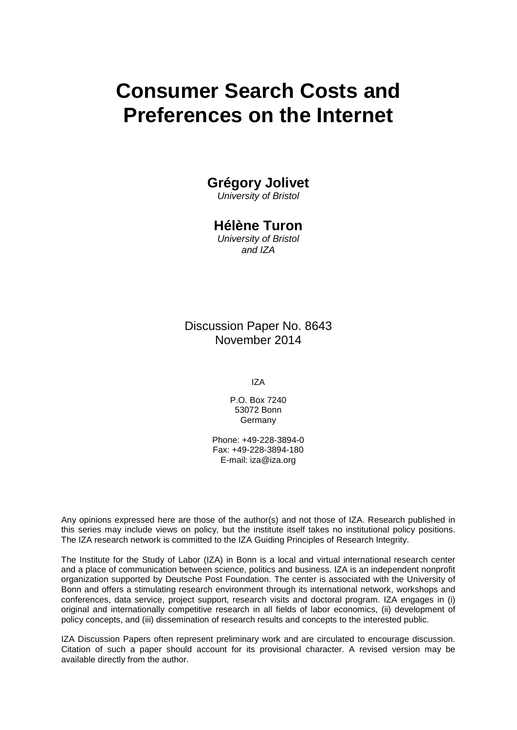# Consumer Search Costs and Preferences on the Internet

**Grégory Jolivet**
*University of Bristol*

**Hélène Turon**
*University of Bristol and IZA*

Discussion Paper No. 8643
November 2014

IZA

P.O. Box 7240
53072 Bonn
Germany

Phone: +49-228-3894-0
Fax: +49-228-3894-180
E-mail: iza@iza.org

Any opinions expressed here are those of the author(s) and not those of IZA. Research published in this series may include views on policy, but the institute itself takes no institutional policy positions. The IZA research network is committed to the IZA Guiding Principles of Research Integrity.

The Institute for the Study of Labor (IZA) in Bonn is a local and virtual international research center and a place of communication between science, politics and business. IZA is an independent nonprofit organization supported by Deutsche Post Foundation. The center is associated with the University of Bonn and offers a stimulating research environment through its international network, workshops and conferences, data service, project support, research visits and doctoral program. IZA engages in (i) original and internationally competitive research in all fields of labor economics, (ii) development of policy concepts, and (iii) dissemination of research results and concepts to the interested public.

IZA Discussion Papers often represent preliminary work and are circulated to encourage discussion. Citation of such a paper should account for its provisional character. A revised version may be available directly from the author.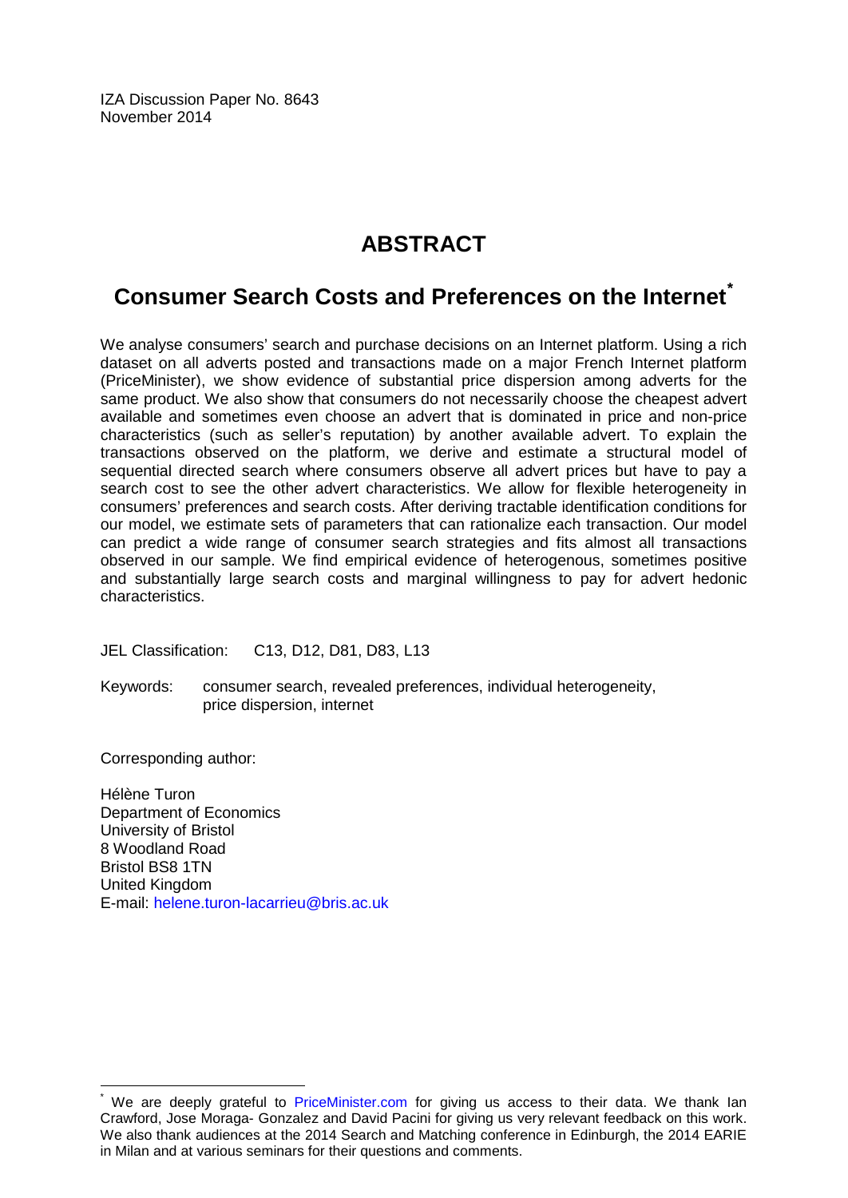IZA Discussion Paper No. 8643
November 2014

# ABSTRACT

## Consumer Search Costs and Preferences on the Internet*

We analyse consumers' search and purchase decisions on an Internet platform. Using a rich dataset on all adverts posted and transactions made on a major French Internet platform (PriceMinister), we show evidence of substantial price dispersion among adverts for the same product. We also show that consumers do not necessarily choose the cheapest advert available and sometimes even choose an advert that is dominated in price and non-price characteristics (such as seller's reputation) by another available advert. To explain the transactions observed on the platform, we derive and estimate a structural model of sequential directed search where consumers observe all advert prices but have to pay a search cost to see the other advert characteristics. We allow for flexible heterogeneity in consumers' preferences and search costs. After deriving tractable identification conditions for our model, we estimate sets of parameters that can rationalize each transaction. Our model can predict a wide range of consumer search strategies and fits almost all transactions observed in our sample. We find empirical evidence of heterogenous, sometimes positive and substantially large search costs and marginal willingness to pay for advert hedonic characteristics.

JEL Classification: C13, D12, D81, D83, L13

Keywords: consumer search, revealed preferences, individual heterogeneity, price dispersion, internet

Corresponding author:

Hélène Turon
Department of Economics
University of Bristol
8 Woodland Road
Bristol BS8 1TN
United Kingdom
E-mail: helene.turon-lacarrieu@bris.ac.uk

---

* We are deeply grateful to PriceMinister.com for giving us access to their data. We thank Ian Crawford, Jose Moraga- Gonzalez and David Pacini for giving us very relevant feedback on this work. We also thank audiences at the 2014 Search and Matching conference in Edinburgh, the 2014 EARIE in Milan and at various seminars for their questions and comments.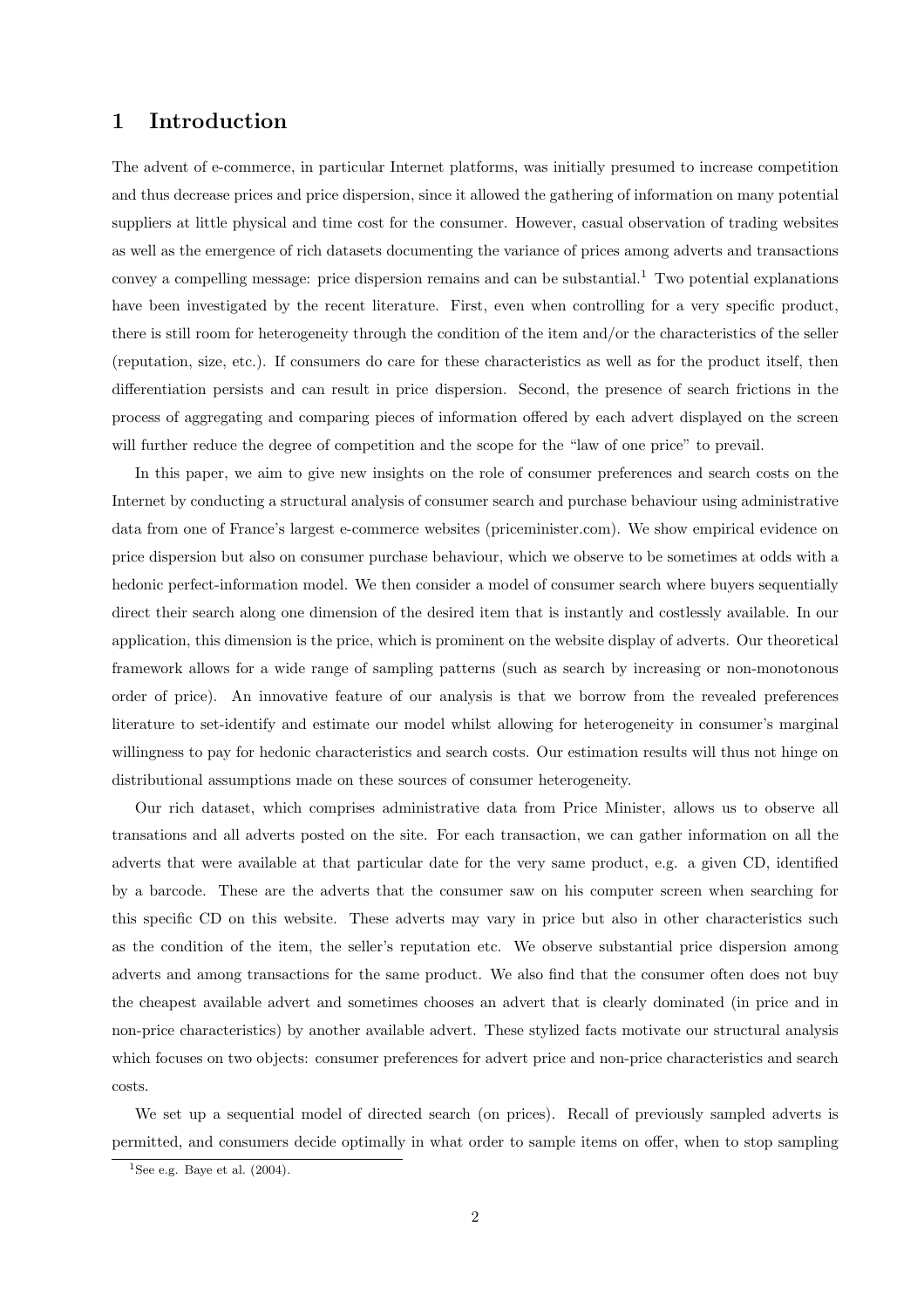# 1 Introduction

The advent of e-commerce, in particular Internet platforms, was initially presumed to increase competition and thus decrease prices and price dispersion, since it allowed the gathering of information on many potential suppliers at little physical and time cost for the consumer. However, casual observation of trading websites as well as the emergence of rich datasets documenting the variance of prices among adverts and transactions convey a compelling message: price dispersion remains and can be substantial.[1] Two potential explanations have been investigated by the recent literature. First, even when controlling for a very specific product, there is still room for heterogeneity through the condition of the item and/or the characteristics of the seller (reputation, size, etc.). If consumers do care for these characteristics as well as for the product itself, then differentiation persists and can result in price dispersion. Second, the presence of search frictions in the process of aggregating and comparing pieces of information offered by each advert displayed on the screen will further reduce the degree of competition and the scope for the "law of one price" to prevail.

In this paper, we aim to give new insights on the role of consumer preferences and search costs on the Internet by conducting a structural analysis of consumer search and purchase behaviour using administrative data from one of France's largest e-commerce websites (priceminister.com). We show empirical evidence on price dispersion but also on consumer purchase behaviour, which we observe to be sometimes at odds with a hedonic perfect-information model. We then consider a model of consumer search where buyers sequentially direct their search along one dimension of the desired item that is instantly and costlessly available. In our application, this dimension is the price, which is prominent on the website display of adverts. Our theoretical framework allows for a wide range of sampling patterns (such as search by increasing or non-monotonous order of price). An innovative feature of our analysis is that we borrow from the revealed preferences literature to set-identify and estimate our model whilst allowing for heterogeneity in consumer's marginal willingness to pay for hedonic characteristics and search costs. Our estimation results will thus not hinge on distributional assumptions made on these sources of consumer heterogeneity.

Our rich dataset, which comprises administrative data from Price Minister, allows us to observe all transations and all adverts posted on the site. For each transaction, we can gather information on all the adverts that were available at that particular date for the very same product, e.g. a given CD, identified by a barcode. These are the adverts that the consumer saw on his computer screen when searching for this specific CD on this website. These adverts may vary in price but also in other characteristics such as the condition of the item, the seller's reputation etc. We observe substantial price dispersion among adverts and among transactions for the same product. We also find that the consumer often does not buy the cheapest available advert and sometimes chooses an advert that is clearly dominated (in price and in non-price characteristics) by another available advert. These stylized facts motivate our structural analysis which focuses on two objects: consumer preferences for advert price and non-price characteristics and search costs.

We set up a sequential model of directed search (on prices). Recall of previously sampled adverts is permitted, and consumers decide optimally in what order to sample items on offer, when to stop sampling

[1] See e.g. Baye et al. (2004).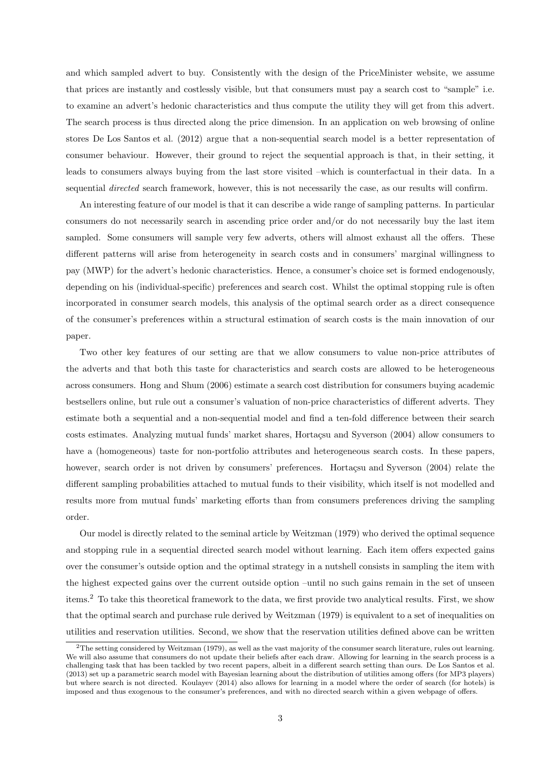and which sampled advert to buy. Consistently with the design of the PriceMinister website, we assume that prices are instantly and costlessly visible, but that consumers must pay a search cost to "sample" i.e. to examine an advert's hedonic characteristics and thus compute the utility they will get from this advert. The search process is thus directed along the price dimension. In an application on web browsing of online stores De Los Santos et al. (2012) argue that a non-sequential search model is a better representation of consumer behaviour. However, their ground to reject the sequential approach is that, in their setting, it leads to consumers always buying from the last store visited –which is counterfactual in their data. In a sequential *directed* search framework, however, this is not necessarily the case, as our results will confirm.

An interesting feature of our model is that it can describe a wide range of sampling patterns. In particular consumers do not necessarily search in ascending price order and/or do not necessarily buy the last item sampled. Some consumers will sample very few adverts, others will almost exhaust all the offers. These different patterns will arise from heterogeneity in search costs and in consumers' marginal willingness to pay (MWP) for the advert's hedonic characteristics. Hence, a consumer's choice set is formed endogenously, depending on his (individual-specific) preferences and search cost. Whilst the optimal stopping rule is often incorporated in consumer search models, this analysis of the optimal search order as a direct consequence of the consumer's preferences within a structural estimation of search costs is the main innovation of our paper.

Two other key features of our setting are that we allow consumers to value non-price attributes of the adverts and that both this taste for characteristics and search costs are allowed to be heterogeneous across consumers. Hong and Shum (2006) estimate a search cost distribution for consumers buying academic bestsellers online, but rule out a consumer's valuation of non-price characteristics of different adverts. They estimate both a sequential and a non-sequential model and find a ten-fold difference between their search costs estimates. Analyzing mutual funds' market shares, Hortaçsu and Syverson (2004) allow consumers to have a (homogeneous) taste for non-portfolio attributes and heterogeneous search costs. In these papers, however, search order is not driven by consumers' preferences. Hortaçsu and Syverson (2004) relate the different sampling probabilities attached to mutual funds to their visibility, which itself is not modelled and results more from mutual funds' marketing efforts than from consumers preferences driving the sampling order.

Our model is directly related to the seminal article by Weitzman (1979) who derived the optimal sequence and stopping rule in a sequential directed search model without learning. Each item offers expected gains over the consumer's outside option and the optimal strategy in a nutshell consists in sampling the item with the highest expected gains over the current outside option –until no such gains remain in the set of unseen items.[2] To take this theoretical framework to the data, we first provide two analytical results. First, we show that the optimal search and purchase rule derived by Weitzman (1979) is equivalent to a set of inequalities on utilities and reservation utilities. Second, we show that the reservation utilities defined above can be written

[2] The setting considered by Weitzman (1979), as well as the vast majority of the consumer search literature, rules out learning. We will also assume that consumers do not update their beliefs after each draw. Allowing for learning in the search process is a challenging task that has been tackled by two recent papers, albeit in a different search setting than ours. De Los Santos et al. (2013) set up a parametric search model with Bayesian learning about the distribution of utilities among offers (for MP3 players) but where search is not directed. Koulayev (2014) also allows for learning in a model where the order of search (for hotels) is imposed and thus exogenous to the consumer's preferences, and with no directed search within a given webpage of offers.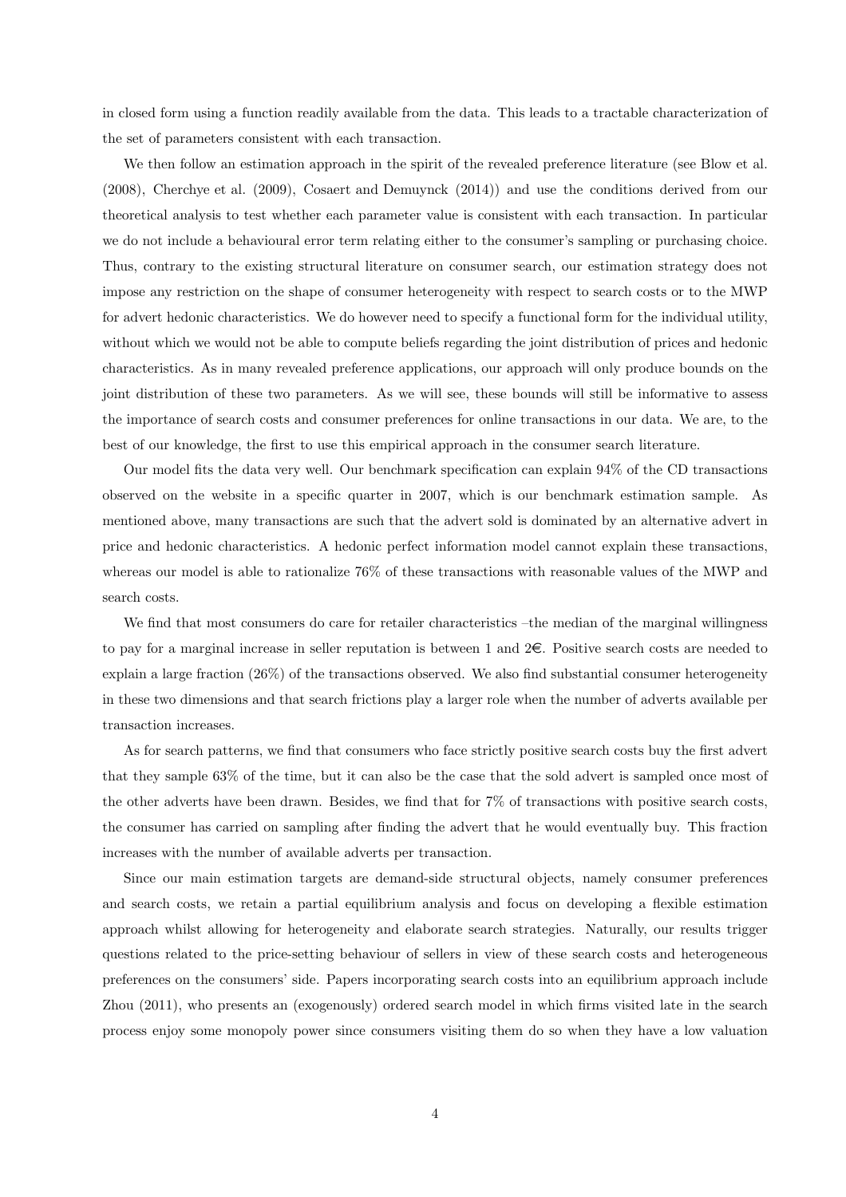in closed form using a function readily available from the data. This leads to a tractable characterization of the set of parameters consistent with each transaction.

We then follow an estimation approach in the spirit of the revealed preference literature (see Blow et al. (2008), Cherchye et al. (2009), Cosaert and Demuynck (2014)) and use the conditions derived from our theoretical analysis to test whether each parameter value is consistent with each transaction. In particular we do not include a behavioural error term relating either to the consumer's sampling or purchasing choice. Thus, contrary to the existing structural literature on consumer search, our estimation strategy does not impose any restriction on the shape of consumer heterogeneity with respect to search costs or to the MWP for advert hedonic characteristics. We do however need to specify a functional form for the individual utility, without which we would not be able to compute beliefs regarding the joint distribution of prices and hedonic characteristics. As in many revealed preference applications, our approach will only produce bounds on the joint distribution of these two parameters. As we will see, these bounds will still be informative to assess the importance of search costs and consumer preferences for online transactions in our data. We are, to the best of our knowledge, the first to use this empirical approach in the consumer search literature.

Our model fits the data very well. Our benchmark specification can explain 94% of the CD transactions observed on the website in a specific quarter in 2007, which is our benchmark estimation sample. As mentioned above, many transactions are such that the advert sold is dominated by an alternative advert in price and hedonic characteristics. A hedonic perfect information model cannot explain these transactions, whereas our model is able to rationalize 76% of these transactions with reasonable values of the MWP and search costs.

We find that most consumers do care for retailer characteristics –the median of the marginal willingness to pay for a marginal increase in seller reputation is between 1 and 2€. Positive search costs are needed to explain a large fraction (26%) of the transactions observed. We also find substantial consumer heterogeneity in these two dimensions and that search frictions play a larger role when the number of adverts available per transaction increases.

As for search patterns, we find that consumers who face strictly positive search costs buy the first advert that they sample 63% of the time, but it can also be the case that the sold advert is sampled once most of the other adverts have been drawn. Besides, we find that for 7% of transactions with positive search costs, the consumer has carried on sampling after finding the advert that he would eventually buy. This fraction increases with the number of available adverts per transaction.

Since our main estimation targets are demand-side structural objects, namely consumer preferences and search costs, we retain a partial equilibrium analysis and focus on developing a flexible estimation approach whilst allowing for heterogeneity and elaborate search strategies. Naturally, our results trigger questions related to the price-setting behaviour of sellers in view of these search costs and heterogeneous preferences on the consumers' side. Papers incorporating search costs into an equilibrium approach include Zhou (2011), who presents an (exogenously) ordered search model in which firms visited late in the search process enjoy some monopoly power since consumers visiting them do so when they have a low valuation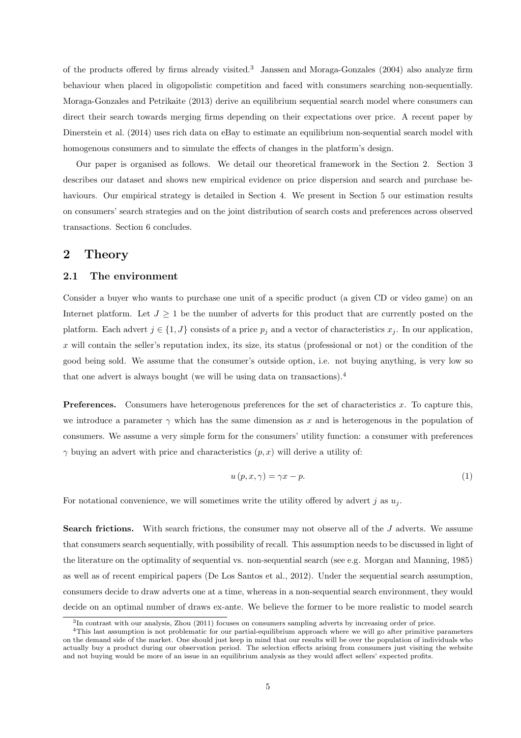of the products offered by firms already visited.[3] Janssen and Moraga-Gonzales (2004) also analyze firm behaviour when placed in oligopolistic competition and faced with consumers searching non-sequentially. Moraga-Gonzales and Petrikaite (2013) derive an equilibrium sequential search model where consumers can direct their search towards merging firms depending on their expectations over price. A recent paper by Dinerstein et al. (2014) uses rich data on eBay to estimate an equilibrium non-sequential search model with homogenous consumers and to simulate the effects of changes in the platform's design.

Our paper is organised as follows. We detail our theoretical framework in the Section 2. Section 3 describes our dataset and shows new empirical evidence on price dispersion and search and purchase behaviours. Our empirical strategy is detailed in Section 4. We present in Section 5 our estimation results on consumers' search strategies and on the joint distribution of search costs and preferences across observed transactions. Section 6 concludes.

## 2 Theory

### 2.1 The environment

Consider a buyer who wants to purchase one unit of a specific product (a given CD or video game) on an Internet platform. Let $J \geq 1$ be the number of adverts for this product that are currently posted on the platform. Each advert $j \in \{1, J\}$ consists of a price $p_j$ and a vector of characteristics $x_j$. In our application, $x$ will contain the seller's reputation index, its size, its status (professional or not) or the condition of the good being sold. We assume that the consumer's outside option, i.e. not buying anything, is very low so that one advert is always bought (we will be using data on transactions).[4]

**Preferences.** Consumers have heterogenous preferences for the set of characteristics $x$. To capture this, we introduce a parameter $\gamma$ which has the same dimension as $x$ and is heterogenous in the population of consumers. We assume a very simple form for the consumers' utility function: a consumer with preferences $\gamma$ buying an advert with price and characteristics $(p, x)$ will derive a utility of:

$$u(p, x, \gamma) = \gamma x - p. \tag{1}$$

For notational convenience, we will sometimes write the utility offered by advert $j$ as $u_j$.

**Search frictions.** With search frictions, the consumer may not observe all of the $J$ adverts. We assume that consumers search sequentially, with possibility of recall. This assumption needs to be discussed in light of the literature on the optimality of sequential vs. non-sequential search (see e.g. Morgan and Manning, 1985) as well as of recent empirical papers (De Los Santos et al., 2012). Under the sequential search assumption, consumers decide to draw adverts one at a time, whereas in a non-sequential search environment, they would decide on an optimal number of draws ex-ante. We believe the former to be more realistic to model search

[3] In contrast with our analysis, Zhou (2011) focuses on consumers sampling adverts by increasing order of price.

[4] This last assumption is not problematic for our partial-equilibrium approach where we will go after primitive parameters on the demand side of the market. One should just keep in mind that our results will be over the population of individuals who actually buy a product during our observation period. The selection effects arising from consumers just visiting the website and not buying would be more of an issue in an equilibrium analysis as they would affect sellers' expected profits.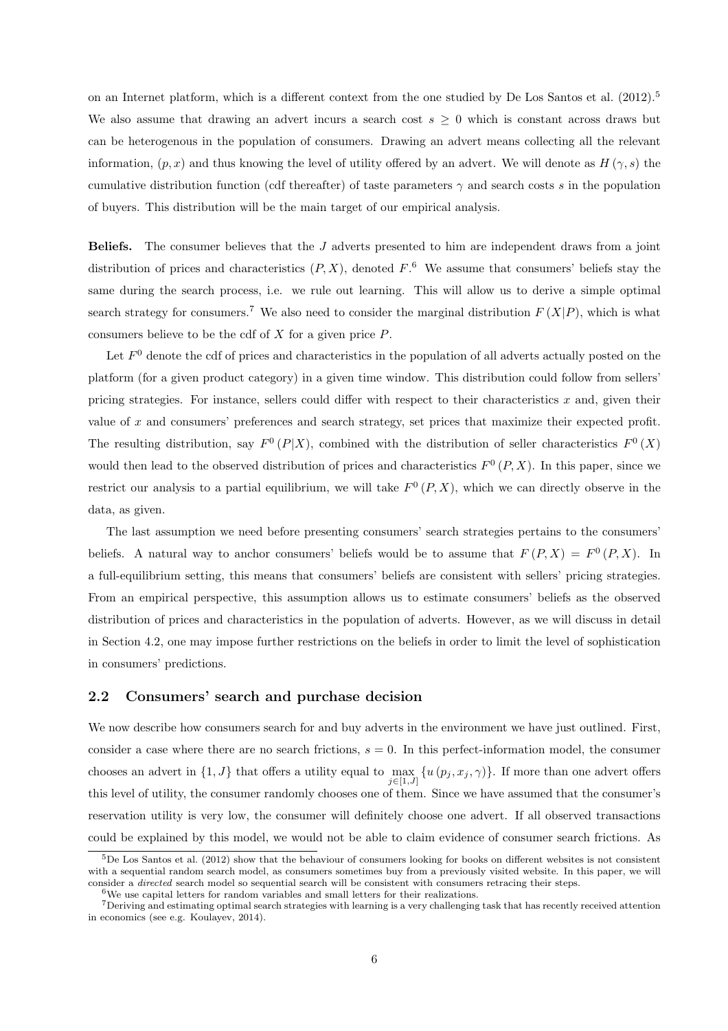on an Internet platform, which is a different context from the one studied by De Los Santos et al. (2012).[5] We also assume that drawing an advert incurs a search cost $s \geq 0$ which is constant across draws but can be heterogenous in the population of consumers. Drawing an advert means collecting all the relevant information, $(p, x)$ and thus knowing the level of utility offered by an advert. We will denote as $H(\gamma, s)$ the cumulative distribution function (cdf thereafter) of taste parameters $\gamma$ and search costs $s$ in the population of buyers. This distribution will be the main target of our empirical analysis.

**Beliefs.** The consumer believes that the $J$ adverts presented to him are independent draws from a joint distribution of prices and characteristics $(P, X)$, denoted $F$.[6] We assume that consumers' beliefs stay the same during the search process, i.e. we rule out learning. This will allow us to derive a simple optimal search strategy for consumers.[7] We also need to consider the marginal distribution $F(X|P)$, which is what consumers believe to be the cdf of $X$ for a given price $P$.

Let $F^0$ denote the cdf of prices and characteristics in the population of all adverts actually posted on the platform (for a given product category) in a given time window. This distribution could follow from sellers' pricing strategies. For instance, sellers could differ with respect to their characteristics $x$ and, given their value of $x$ and consumers' preferences and search strategy, set prices that maximize their expected profit. The resulting distribution, say $F^0(P|X)$, combined with the distribution of seller characteristics $F^0(X)$ would then lead to the observed distribution of prices and characteristics $F^0(P, X)$. In this paper, since we restrict our analysis to a partial equilibrium, we will take $F^0(P, X)$, which we can directly observe in the data, as given.

The last assumption we need before presenting consumers' search strategies pertains to the consumers' beliefs. A natural way to anchor consumers' beliefs would be to assume that $F(P, X) = F^0(P, X)$. In a full-equilibrium setting, this means that consumers' beliefs are consistent with sellers' pricing strategies. From an empirical perspective, this assumption allows us to estimate consumers' beliefs as the observed distribution of prices and characteristics in the population of adverts. However, as we will discuss in detail in Section 4.2, one may impose further restrictions on the beliefs in order to limit the level of sophistication in consumers' predictions.

## 2.2 Consumers' search and purchase decision

We now describe how consumers search for and buy adverts in the environment we have just outlined. First, consider a case where there are no search frictions, $s = 0$. In this perfect-information model, the consumer chooses an advert in $\{1, J\}$ that offers a utility equal to $\max_{j \in [1,J]} \{u(p_j, x_j, \gamma)\}$. If more than one advert offers this level of utility, the consumer randomly chooses one of them. Since we have assumed that the consumer's reservation utility is very low, the consumer will definitely choose one advert. If all observed transactions could be explained by this model, we would not be able to claim evidence of consumer search frictions. As

[5] De Los Santos et al. (2012) show that the behaviour of consumers looking for books on different websites is not consistent with a sequential random search model, as consumers sometimes buy from a previously visited website. In this paper, we will consider a *directed* search model so sequential search will be consistent with consumers retracing their steps.

[6] We use capital letters for random variables and small letters for their realizations.

[7] Deriving and estimating optimal search strategies with learning is a very challenging task that has recently received attention in economics (see e.g. Koulayev, 2014).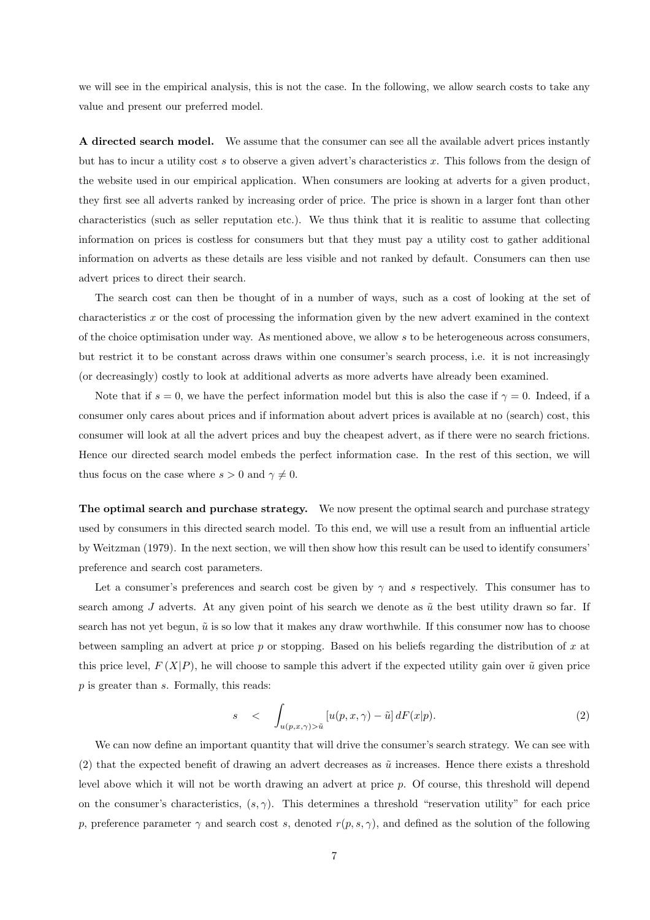we will see in the empirical analysis, this is not the case. In the following, we allow search costs to take any value and present our preferred model.

**A directed search model.** We assume that the consumer can see all the available advert prices instantly but has to incur a utility cost $s$ to observe a given advert's characteristics $x$. This follows from the design of the website used in our empirical application. When consumers are looking at adverts for a given product, they first see all adverts ranked by increasing order of price. The price is shown in a larger font than other characteristics (such as seller reputation etc.). We thus think that it is realitic to assume that collecting information on prices is costless for consumers but that they must pay a utility cost to gather additional information on adverts as these details are less visible and not ranked by default. Consumers can then use advert prices to direct their search.

The search cost can then be thought of in a number of ways, such as a cost of looking at the set of characteristics $x$ or the cost of processing the information given by the new advert examined in the context of the choice optimisation under way. As mentioned above, we allow $s$ to be heterogeneous across consumers, but restrict it to be constant across draws within one consumer's search process, i.e. it is not increasingly (or decreasingly) costly to look at additional adverts as more adverts have already been examined.

Note that if $s = 0$, we have the perfect information model but this is also the case if $\gamma = 0$. Indeed, if a consumer only cares about prices and if information about advert prices is available at no (search) cost, this consumer will look at all the advert prices and buy the cheapest advert, as if there were no search frictions. Hence our directed search model embeds the perfect information case. In the rest of this section, we will thus focus on the case where $s > 0$ and $\gamma \neq 0$.

**The optimal search and purchase strategy.** We now present the optimal search and purchase strategy used by consumers in this directed search model. To this end, we will use a result from an influential article by Weitzman (1979). In the next section, we will then show how this result can be used to identify consumers' preference and search cost parameters.

Let a consumer's preferences and search cost be given by $\gamma$ and $s$ respectively. This consumer has to search among $J$ adverts. At any given point of his search we denote as $\tilde{u}$ the best utility drawn so far. If search has not yet begun, $\tilde{u}$ is so low that it makes any draw worthwhile. If this consumer now has to choose between sampling an advert at price $p$ or stopping. Based on his beliefs regarding the distribution of $x$ at this price level, $F(X|P)$, he will choose to sample this advert if the expected utility gain over $\tilde{u}$ given price $p$ is greater than $s$. Formally, this reads:

$$s \quad < \quad \int_{u(p,x,\gamma)>\tilde{u}} [u(p, x, \gamma) - \tilde{u}]\, dF(x|p). \tag{2}$$

We can now define an important quantity that will drive the consumer's search strategy. We can see with (2) that the expected benefit of drawing an advert decreases as $\tilde{u}$ increases. Hence there exists a threshold level above which it will not be worth drawing an advert at price $p$. Of course, this threshold will depend on the consumer's characteristics, $(s, \gamma)$. This determines a threshold "reservation utility" for each price $p$, preference parameter $\gamma$ and search cost $s$, denoted $r(p, s, \gamma)$, and defined as the solution of the following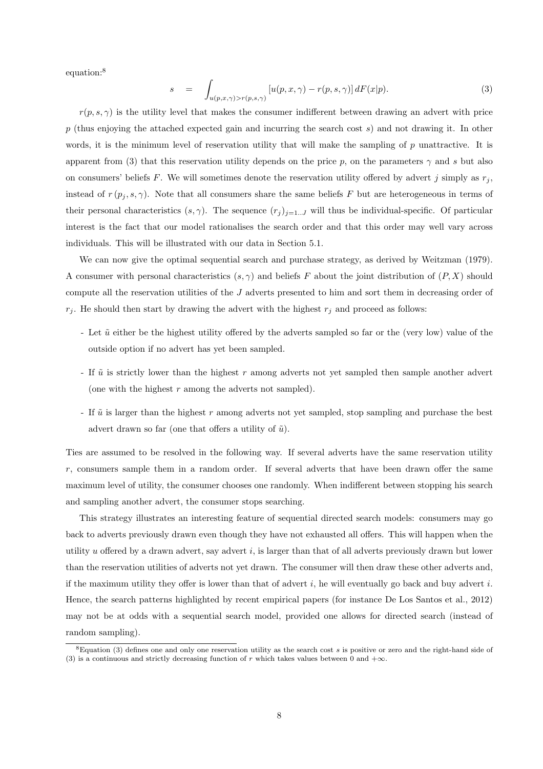equation:[8]

$$s = \int_{u(p,x,\gamma)>r(p,s,\gamma)} [u(p,x,\gamma) - r(p,s,\gamma)]\, dF(x|p). \tag{3}$$

$r(p,s,\gamma)$ is the utility level that makes the consumer indifferent between drawing an advert with price $p$ (thus enjoying the attached expected gain and incurring the search cost $s$) and not drawing it. In other words, it is the minimum level of reservation utility that will make the sampling of $p$ unattractive. It is apparent from (3) that this reservation utility depends on the price $p$, on the parameters $\gamma$ and $s$ but also on consumers' beliefs $F$. We will sometimes denote the reservation utility offered by advert $j$ simply as $r_j$, instead of $r(p_j, s, \gamma)$. Note that all consumers share the same beliefs $F$ but are heterogeneous in terms of their personal characteristics $(s, \gamma)$. The sequence $(r_j)_{j=1..J}$ will thus be individual-specific. Of particular interest is the fact that our model rationalises the search order and that this order may well vary across individuals. This will be illustrated with our data in Section 5.1.

We can now give the optimal sequential search and purchase strategy, as derived by Weitzman (1979). A consumer with personal characteristics $(s, \gamma)$ and beliefs $F$ about the joint distribution of $(P, X)$ should compute all the reservation utilities of the $J$ adverts presented to him and sort them in decreasing order of $r_j$. He should then start by drawing the advert with the highest $r_j$ and proceed as follows:

- Let $\tilde{u}$ either be the highest utility offered by the adverts sampled so far or the (very low) value of the outside option if no advert has yet been sampled.
- If $\tilde{u}$ is strictly lower than the highest $r$ among adverts not yet sampled then sample another advert (one with the highest $r$ among the adverts not sampled).
- If $\tilde{u}$ is larger than the highest $r$ among adverts not yet sampled, stop sampling and purchase the best advert drawn so far (one that offers a utility of $\tilde{u}$).

Ties are assumed to be resolved in the following way. If several adverts have the same reservation utility $r$, consumers sample them in a random order. If several adverts that have been drawn offer the same maximum level of utility, the consumer chooses one randomly. When indifferent between stopping his search and sampling another advert, the consumer stops searching.

This strategy illustrates an interesting feature of sequential directed search models: consumers may go back to adverts previously drawn even though they have not exhausted all offers. This will happen when the utility $u$ offered by a drawn advert, say advert $i$, is larger than that of all adverts previously drawn but lower than the reservation utilities of adverts not yet drawn. The consumer will then draw these other adverts and, if the maximum utility they offer is lower than that of advert $i$, he will eventually go back and buy advert $i$. Hence, the search patterns highlighted by recent empirical papers (for instance De Los Santos et al., 2012) may not be at odds with a sequential search model, provided one allows for directed search (instead of random sampling).

[8] Equation (3) defines one and only one reservation utility as the search cost $s$ is positive or zero and the right-hand side of (3) is a continuous and strictly decreasing function of $r$ which takes values between 0 and $+\infty$.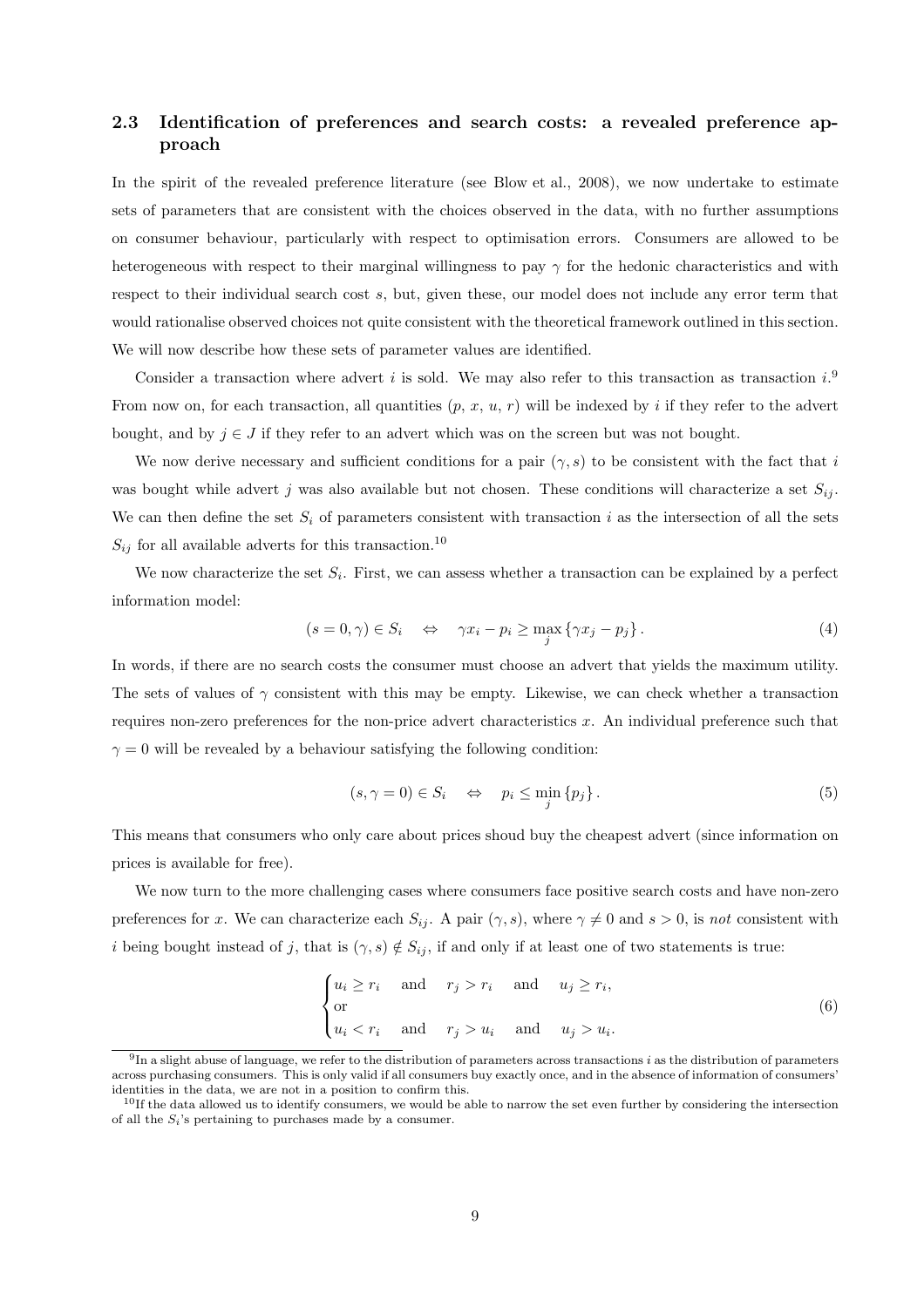### 2.3 Identification of preferences and search costs: a revealed preference approach

In the spirit of the revealed preference literature (see Blow et al., 2008), we now undertake to estimate sets of parameters that are consistent with the choices observed in the data, with no further assumptions on consumer behaviour, particularly with respect to optimisation errors. Consumers are allowed to be heterogeneous with respect to their marginal willingness to pay $\gamma$ for the hedonic characteristics and with respect to their individual search cost $s$, but, given these, our model does not include any error term that would rationalise observed choices not quite consistent with the theoretical framework outlined in this section. We will now describe how these sets of parameter values are identified.

Consider a transaction where advert $i$ is sold. We may also refer to this transaction as transaction $i$.[9] From now on, for each transaction, all quantities ($p$, $x$, $u$, $r$) will be indexed by $i$ if they refer to the advert bought, and by $j \in J$ if they refer to an advert which was on the screen but was not bought.

We now derive necessary and sufficient conditions for a pair $(\gamma, s)$ to be consistent with the fact that $i$ was bought while advert $j$ was also available but not chosen. These conditions will characterize a set $S_{ij}$. We can then define the set $S_i$ of parameters consistent with transaction $i$ as the intersection of all the sets $S_{ij}$ for all available adverts for this transaction.[10]

We now characterize the set $S_i$. First, we can assess whether a transaction can be explained by a perfect information model:

$$(s = 0, \gamma) \in S_i \quad \Leftrightarrow \quad \gamma x_i - p_i \geq \max_j \{\gamma x_j - p_j\}. \tag{4}$$

In words, if there are no search costs the consumer must choose an advert that yields the maximum utility. The sets of values of $\gamma$ consistent with this may be empty. Likewise, we can check whether a transaction requires non-zero preferences for the non-price advert characteristics $x$. An individual preference such that $\gamma = 0$ will be revealed by a behaviour satisfying the following condition:

$$(s, \gamma = 0) \in S_i \quad \Leftrightarrow \quad p_i \leq \min_j \{p_j\}. \tag{5}$$

This means that consumers who only care about prices shoud buy the cheapest advert (since information on prices is available for free).

We now turn to the more challenging cases where consumers face positive search costs and have non-zero preferences for $x$. We can characterize each $S_{ij}$. A pair $(\gamma, s)$, where $\gamma \neq 0$ and $s > 0$, is *not* consistent with $i$ being bought instead of $j$, that is $(\gamma, s) \notin S_{ij}$, if and only if at least one of two statements is true:

$$\begin{cases} u_i \geq r_i \quad \text{and} \quad r_j > r_i \quad \text{and} \quad u_j \geq r_i, \\ \text{or} \\ u_i < r_i \quad \text{and} \quad r_j > u_i \quad \text{and} \quad u_j > u_i. \end{cases} \tag{6}$$

[9] In a slight abuse of language, we refer to the distribution of parameters across transactions $i$ as the distribution of parameters across purchasing consumers. This is only valid if all consumers buy exactly once, and in the absence of information of consumers' identities in the data, we are not in a position to confirm this.

[10] If the data allowed us to identify consumers, we would be able to narrow the set even further by considering the intersection of all the $S_i$'s pertaining to purchases made by a consumer.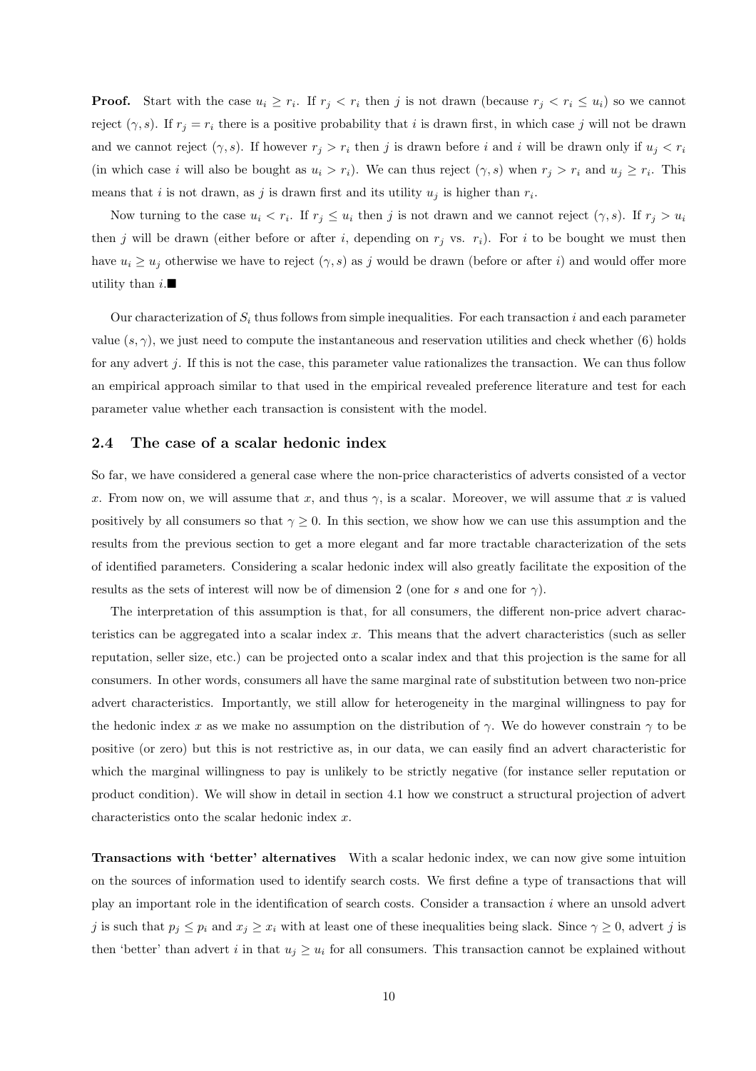**Proof.** Start with the case $u_i \geq r_i$. If $r_j < r_i$ then $j$ is not drawn (because $r_j < r_i \leq u_i$) so we cannot reject $(\gamma, s)$. If $r_j = r_i$ there is a positive probability that $i$ is drawn first, in which case $j$ will not be drawn and we cannot reject $(\gamma, s)$. If however $r_j > r_i$ then $j$ is drawn before $i$ and $i$ will be drawn only if $u_j < r_i$ (in which case $i$ will also be bought as $u_i > r_i$). We can thus reject $(\gamma, s)$ when $r_j > r_i$ and $u_j \geq r_i$. This means that $i$ is not drawn, as $j$ is drawn first and its utility $u_j$ is higher than $r_i$.

Now turning to the case $u_i < r_i$. If $r_j \leq u_i$ then $j$ is not drawn and we cannot reject $(\gamma, s)$. If $r_j > u_i$ then $j$ will be drawn (either before or after $i$, depending on $r_j$ vs. $r_i$). For $i$ to be bought we must then have $u_i \geq u_j$ otherwise we have to reject $(\gamma, s)$ as $j$ would be drawn (before or after $i$) and would offer more utility than $i$.■

Our characterization of $S_i$ thus follows from simple inequalities. For each transaction $i$ and each parameter value $(s, \gamma)$, we just need to compute the instantaneous and reservation utilities and check whether (6) holds for any advert $j$. If this is not the case, this parameter value rationalizes the transaction. We can thus follow an empirical approach similar to that used in the empirical revealed preference literature and test for each parameter value whether each transaction is consistent with the model.

## 2.4 The case of a scalar hedonic index

So far, we have considered a general case where the non-price characteristics of adverts consisted of a vector $x$. From now on, we will assume that $x$, and thus $\gamma$, is a scalar. Moreover, we will assume that $x$ is valued positively by all consumers so that $\gamma \geq 0$. In this section, we show how we can use this assumption and the results from the previous section to get a more elegant and far more tractable characterization of the sets of identified parameters. Considering a scalar hedonic index will also greatly facilitate the exposition of the results as the sets of interest will now be of dimension 2 (one for $s$ and one for $\gamma$).

The interpretation of this assumption is that, for all consumers, the different non-price advert characteristics can be aggregated into a scalar index $x$. This means that the advert characteristics (such as seller reputation, seller size, etc.) can be projected onto a scalar index and that this projection is the same for all consumers. In other words, consumers all have the same marginal rate of substitution between two non-price advert characteristics. Importantly, we still allow for heterogeneity in the marginal willingness to pay for the hedonic index $x$ as we make no assumption on the distribution of $\gamma$. We do however constrain $\gamma$ to be positive (or zero) but this is not restrictive as, in our data, we can easily find an advert characteristic for which the marginal willingness to pay is unlikely to be strictly negative (for instance seller reputation or product condition). We will show in detail in section 4.1 how we construct a structural projection of advert characteristics onto the scalar hedonic index $x$.

**Transactions with 'better' alternatives** With a scalar hedonic index, we can now give some intuition on the sources of information used to identify search costs. We first define a type of transactions that will play an important role in the identification of search costs. Consider a transaction $i$ where an unsold advert $j$ is such that $p_j \leq p_i$ and $x_j \geq x_i$ with at least one of these inequalities being slack. Since $\gamma \geq 0$, advert $j$ is then 'better' than advert $i$ in that $u_j \geq u_i$ for all consumers. This transaction cannot be explained without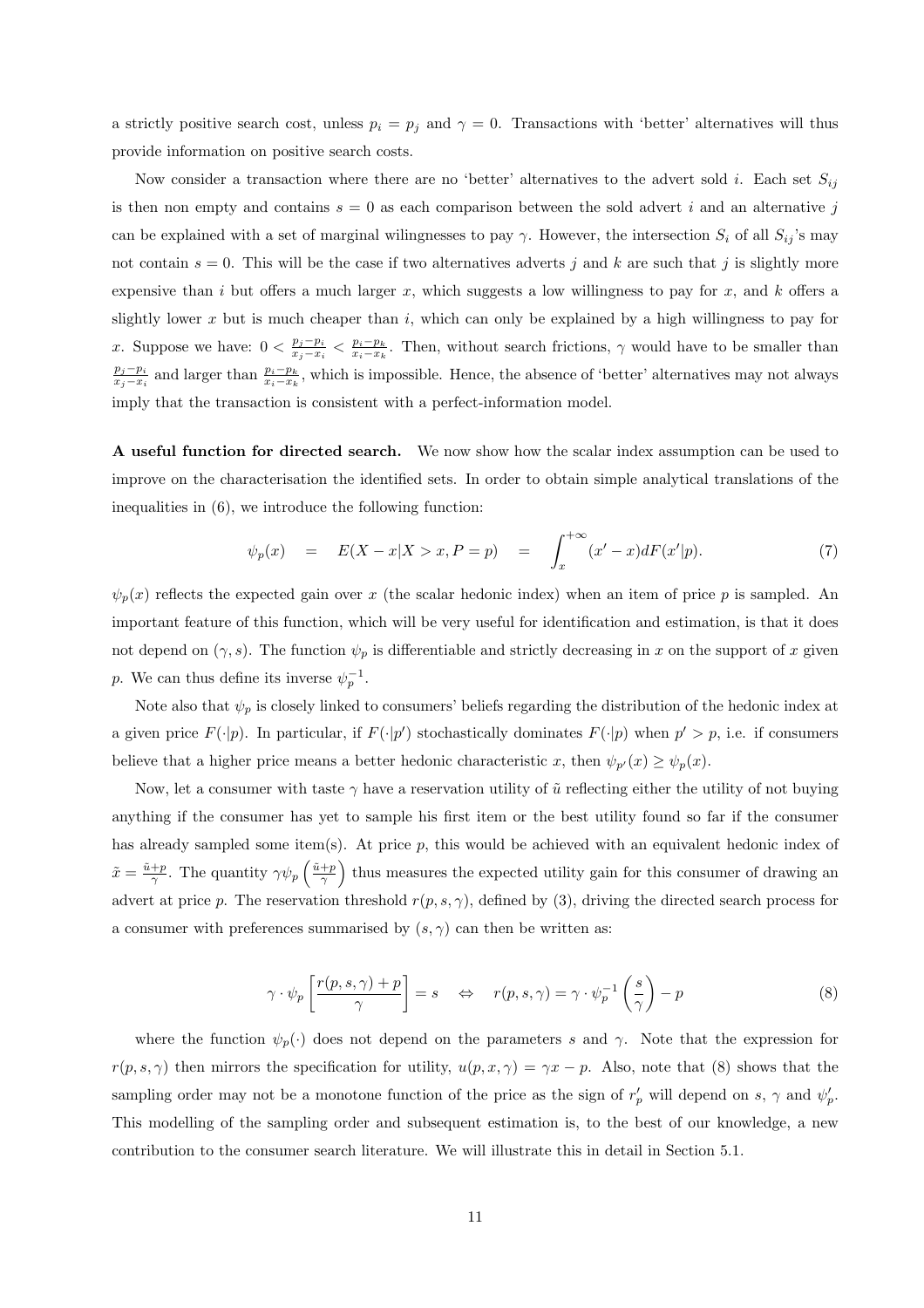a strictly positive search cost, unless $p_i = p_j$ and $\gamma = 0$. Transactions with 'better' alternatives will thus provide information on positive search costs.

Now consider a transaction where there are no 'better' alternatives to the advert sold $i$. Each set $S_{ij}$ is then non empty and contains $s = 0$ as each comparison between the sold advert $i$ and an alternative $j$ can be explained with a set of marginal wilingnesses to pay $\gamma$. However, the intersection $S_i$ of all $S_{ij}$'s may not contain $s = 0$. This will be the case if two alternatives adverts $j$ and $k$ are such that $j$ is slightly more expensive than $i$ but offers a much larger $x$, which suggests a low willingness to pay for $x$, and $k$ offers a slightly lower $x$ but is much cheaper than $i$, which can only be explained by a high willingness to pay for $x$. Suppose we have: $0 < \frac{p_j - p_i}{x_j - x_i} < \frac{p_i - p_k}{x_i - x_k}$. Then, without search frictions, $\gamma$ would have to be smaller than $\frac{p_j - p_i}{x_j - x_i}$ and larger than $\frac{p_i - p_k}{x_i - x_k}$, which is impossible. Hence, the absence of 'better' alternatives may not always imply that the transaction is consistent with a perfect-information model.

**A useful function for directed search.** We now show how the scalar index assumption can be used to improve on the characterisation the identified sets. In order to obtain simple analytical translations of the inequalities in (6), we introduce the following function:

$$\psi_p(x) \quad = \quad E(X - x | X > x, P = p) \quad = \quad \int_x^{+\infty} (x' - x) dF(x'|p). \tag{7}$$

$\psi_p(x)$ reflects the expected gain over $x$ (the scalar hedonic index) when an item of price $p$ is sampled. An important feature of this function, which will be very useful for identification and estimation, is that it does not depend on $(\gamma, s)$. The function $\psi_p$ is differentiable and strictly decreasing in $x$ on the support of $x$ given $p$. We can thus define its inverse $\psi_p^{-1}$.

Note also that $\psi_p$ is closely linked to consumers' beliefs regarding the distribution of the hedonic index at a given price $F(\cdot|p)$. In particular, if $F(\cdot|p')$ stochastically dominates $F(\cdot|p)$ when $p' > p$, i.e. if consumers believe that a higher price means a better hedonic characteristic $x$, then $\psi_{p'}(x) \geq \psi_p(x)$.

Now, let a consumer with taste $\gamma$ have a reservation utility of $\tilde{u}$ reflecting either the utility of not buying anything if the consumer has yet to sample his first item or the best utility found so far if the consumer has already sampled some item(s). At price $p$, this would be achieved with an equivalent hedonic index of $\tilde{x} = \frac{\tilde{u} + p}{\gamma}$. The quantity $\gamma \psi_p \left( \frac{\tilde{u} + p}{\gamma} \right)$ thus measures the expected utility gain for this consumer of drawing an advert at price $p$. The reservation threshold $r(p, s, \gamma)$, defined by (3), driving the directed search process for a consumer with preferences summarised by $(s, \gamma)$ can then be written as:

$$\gamma \cdot \psi_p \left[ \frac{r(p, s, \gamma) + p}{\gamma} \right] = s \quad \Leftrightarrow \quad r(p, s, \gamma) = \gamma \cdot \psi_p^{-1} \left( \frac{s}{\gamma} \right) - p \tag{8}$$

where the function $\psi_p(\cdot)$ does not depend on the parameters $s$ and $\gamma$. Note that the expression for $r(p, s, \gamma)$ then mirrors the specification for utility, $u(p, x, \gamma) = \gamma x - p$. Also, note that (8) shows that the sampling order may not be a monotone function of the price as the sign of $r'_p$ will depend on $s$, $\gamma$ and $\psi'_p$. This modelling of the sampling order and subsequent estimation is, to the best of our knowledge, a new contribution to the consumer search literature. We will illustrate this in detail in Section 5.1.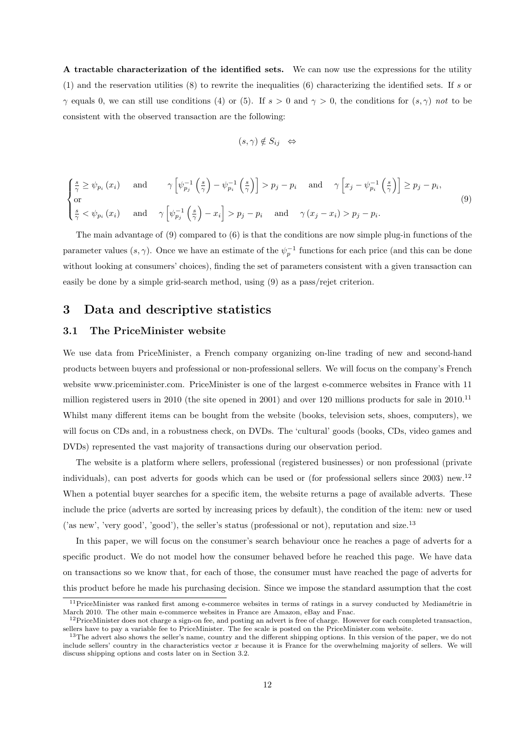**A tractable characterization of the identified sets.** We can now use the expressions for the utility (1) and the reservation utilities (8) to rewrite the inequalities (6) characterizing the identified sets. If $s$ or $\gamma$ equals 0, we can still use conditions (4) or (5). If $s > 0$ and $\gamma > 0$, the conditions for $(s, \gamma)$ *not* to be consistent with the observed transaction are the following:

$$(s, \gamma) \notin S_{ij} \quad \Leftrightarrow$$

$$\begin{cases} \frac{s}{\gamma} \geq \psi_{p_i}(x_i) \quad \text{and} \quad \gamma \left[ \psi_{p_j}^{-1}\left(\frac{s}{\gamma}\right) - \psi_{p_i}^{-1}\left(\frac{s}{\gamma}\right) \right] > p_j - p_i \quad \text{and} \quad \gamma \left[ x_j - \psi_{p_i}^{-1}\left(\frac{s}{\gamma}\right) \right] \geq p_j - p_i, \\ \text{or} \\ \frac{s}{\gamma} < \psi_{p_i}(x_i) \quad \text{and} \quad \gamma \left[ \psi_{p_j}^{-1}\left(\frac{s}{\gamma}\right) - x_i \right] > p_j - p_i \quad \text{and} \quad \gamma \left( x_j - x_i \right) > p_j - p_i. \end{cases} \tag{9}$$

The main advantage of (9) compared to (6) is that the conditions are now simple plug-in functions of the parameter values $(s, \gamma)$. Once we have an estimate of the $\psi_p^{-1}$ functions for each price (and this can be done without looking at consumers' choices), finding the set of parameters consistent with a given transaction can easily be done by a simple grid-search method, using (9) as a pass/rejet criterion.

# 3 Data and descriptive statistics

## 3.1 The PriceMinister website

We use data from PriceMinister, a French company organizing on-line trading of new and second-hand products between buyers and professional or non-professional sellers. We will focus on the company's French website www.priceminister.com. PriceMinister is one of the largest e-commerce websites in France with 11 million registered users in 2010 (the site opened in 2001) and over 120 millions products for sale in 2010.[11] Whilst many different items can be bought from the website (books, television sets, shoes, computers), we will focus on CDs and, in a robustness check, on DVDs. The 'cultural' goods (books, CDs, video games and DVDs) represented the vast majority of transactions during our observation period.

The website is a platform where sellers, professional (registered businesses) or non professional (private individuals), can post adverts for goods which can be used or (for professional sellers since 2003) new.[12] When a potential buyer searches for a specific item, the website returns a page of available adverts. These include the price (adverts are sorted by increasing prices by default), the condition of the item: new or used ('as new', 'very good', 'good'), the seller's status (professional or not), reputation and size.[13]

In this paper, we will focus on the consumer's search behaviour once he reaches a page of adverts for a specific product. We do not model how the consumer behaved before he reached this page. We have data on transactions so we know that, for each of those, the consumer must have reached the page of adverts for this product before he made his purchasing decision. Since we impose the standard assumption that the cost

[11] PriceMinister was ranked first among e-commerce websites in terms of ratings in a survey conducted by Mediamétrie in March 2010. The other main e-commerce websites in France are Amazon, eBay and Fnac.

[12] PriceMinister does not charge a sign-on fee, and posting an advert is free of charge. However for each completed transaction, sellers have to pay a variable fee to PriceMinister. The fee scale is posted on the PriceMinister.com website.

[13] The advert also shows the seller's name, country and the different shipping options. In this version of the paper, we do not include sellers' country in the characteristics vector $x$ because it is France for the overwhelming majority of sellers. We will discuss shipping options and costs later on in Section 3.2.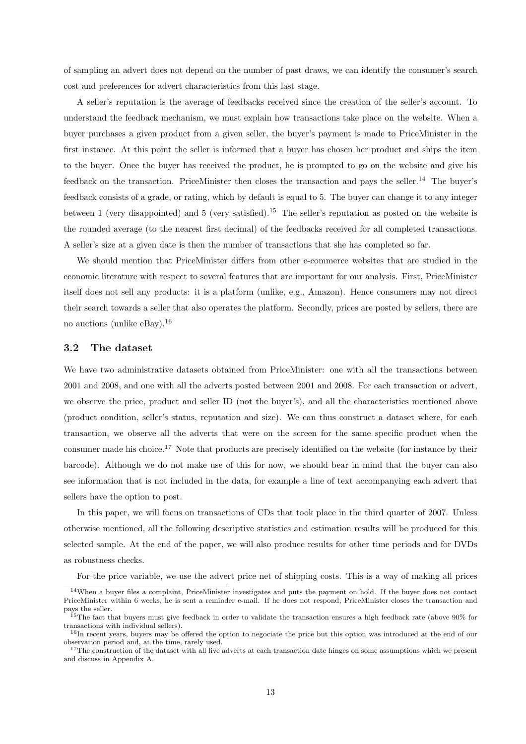of sampling an advert does not depend on the number of past draws, we can identify the consumer's search cost and preferences for advert characteristics from this last stage.

A seller's reputation is the average of feedbacks received since the creation of the seller's account. To understand the feedback mechanism, we must explain how transactions take place on the website. When a buyer purchases a given product from a given seller, the buyer's payment is made to PriceMinister in the first instance. At this point the seller is informed that a buyer has chosen her product and ships the item to the buyer. Once the buyer has received the product, he is prompted to go on the website and give his feedback on the transaction. PriceMinister then closes the transaction and pays the seller.[14] The buyer's feedback consists of a grade, or rating, which by default is equal to 5. The buyer can change it to any integer between 1 (very disappointed) and 5 (very satisfied).[15] The seller's reputation as posted on the website is the rounded average (to the nearest first decimal) of the feedbacks received for all completed transactions. A seller's size at a given date is then the number of transactions that she has completed so far.

We should mention that PriceMinister differs from other e-commerce websites that are studied in the economic literature with respect to several features that are important for our analysis. First, PriceMinister itself does not sell any products: it is a platform (unlike, e.g., Amazon). Hence consumers may not direct their search towards a seller that also operates the platform. Secondly, prices are posted by sellers, there are no auctions (unlike eBay).[16]

### 3.2 The dataset

We have two administrative datasets obtained from PriceMinister: one with all the transactions between 2001 and 2008, and one with all the adverts posted between 2001 and 2008. For each transaction or advert, we observe the price, product and seller ID (not the buyer's), and all the characteristics mentioned above (product condition, seller's status, reputation and size). We can thus construct a dataset where, for each transaction, we observe all the adverts that were on the screen for the same specific product when the consumer made his choice.[17] Note that products are precisely identified on the website (for instance by their barcode). Although we do not make use of this for now, we should bear in mind that the buyer can also see information that is not included in the data, for example a line of text accompanying each advert that sellers have the option to post.

In this paper, we will focus on transactions of CDs that took place in the third quarter of 2007. Unless otherwise mentioned, all the following descriptive statistics and estimation results will be produced for this selected sample. At the end of the paper, we will also produce results for other time periods and for DVDs as robustness checks.

For the price variable, we use the advert price net of shipping costs. This is a way of making all prices

[14] When a buyer files a complaint, PriceMinister investigates and puts the payment on hold. If the buyer does not contact PriceMinister within 6 weeks, he is sent a reminder e-mail. If he does not respond, PriceMinister closes the transaction and pays the seller.

[15] The fact that buyers must give feedback in order to validate the transaction ensures a high feedback rate (above 90% for transactions with individual sellers).

[16] In recent years, buyers may be offered the option to negociate the price but this option was introduced at the end of our observation period and, at the time, rarely used.

[17] The construction of the dataset with all live adverts at each transaction date hinges on some assumptions which we present and discuss in Appendix A.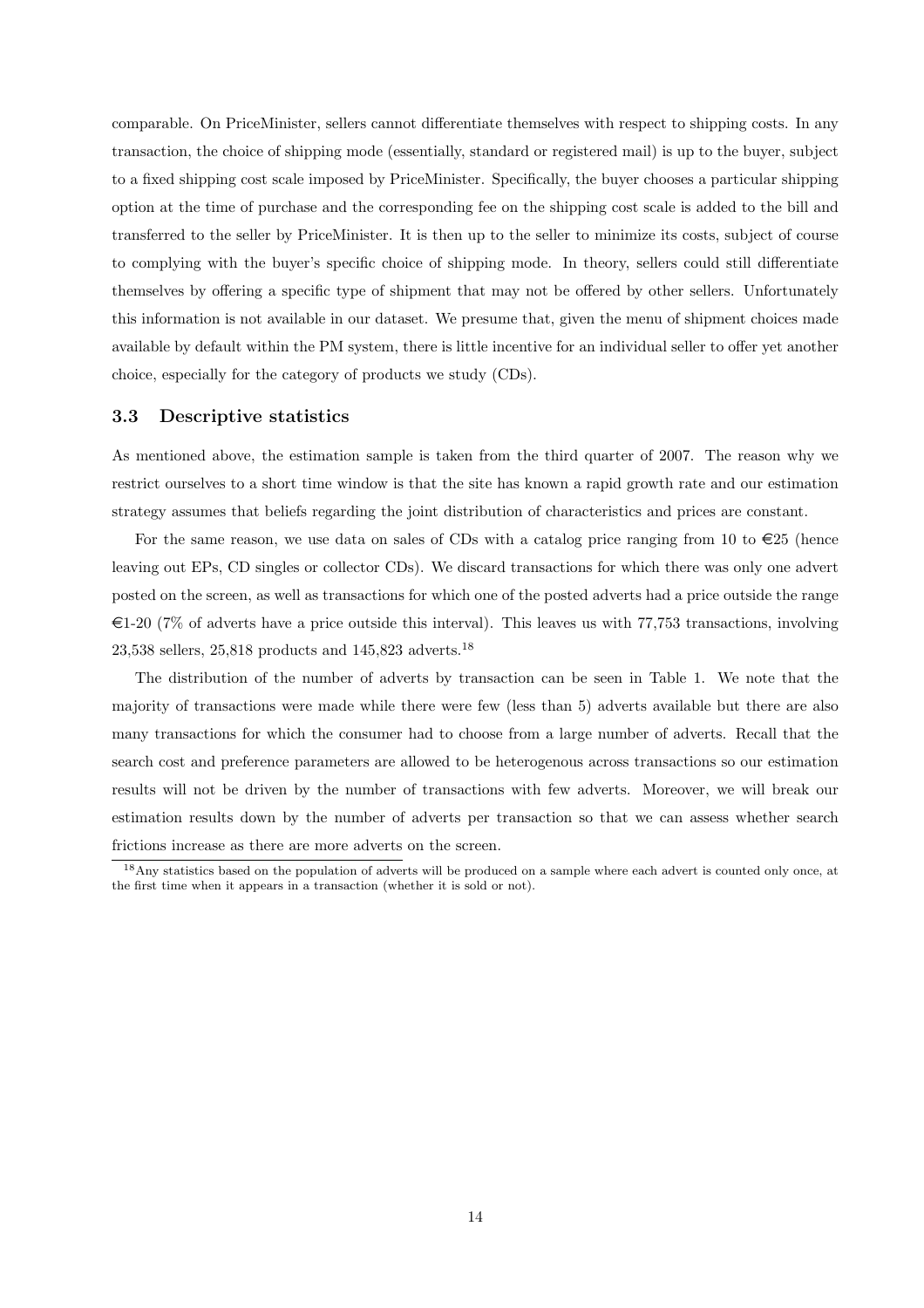comparable. On PriceMinister, sellers cannot differentiate themselves with respect to shipping costs. In any transaction, the choice of shipping mode (essentially, standard or registered mail) is up to the buyer, subject to a fixed shipping cost scale imposed by PriceMinister. Specifically, the buyer chooses a particular shipping option at the time of purchase and the corresponding fee on the shipping cost scale is added to the bill and transferred to the seller by PriceMinister. It is then up to the seller to minimize its costs, subject of course to complying with the buyer's specific choice of shipping mode. In theory, sellers could still differentiate themselves by offering a specific type of shipment that may not be offered by other sellers. Unfortunately this information is not available in our dataset. We presume that, given the menu of shipment choices made available by default within the PM system, there is little incentive for an individual seller to offer yet another choice, especially for the category of products we study (CDs).

### 3.3 Descriptive statistics

As mentioned above, the estimation sample is taken from the third quarter of 2007. The reason why we restrict ourselves to a short time window is that the site has known a rapid growth rate and our estimation strategy assumes that beliefs regarding the joint distribution of characteristics and prices are constant.

For the same reason, we use data on sales of CDs with a catalog price ranging from 10 to €25 (hence leaving out EPs, CD singles or collector CDs). We discard transactions for which there was only one advert posted on the screen, as well as transactions for which one of the posted adverts had a price outside the range €1-20 (7% of adverts have a price outside this interval). This leaves us with 77,753 transactions, involving 23,538 sellers, 25,818 products and 145,823 adverts.[18]

The distribution of the number of adverts by transaction can be seen in Table 1. We note that the majority of transactions were made while there were few (less than 5) adverts available but there are also many transactions for which the consumer had to choose from a large number of adverts. Recall that the search cost and preference parameters are allowed to be heterogenous across transactions so our estimation results will not be driven by the number of transactions with few adverts. Moreover, we will break our estimation results down by the number of adverts per transaction so that we can assess whether search frictions increase as there are more adverts on the screen.

[18]Any statistics based on the population of adverts will be produced on a sample where each advert is counted only once, at the first time when it appears in a transaction (whether it is sold or not).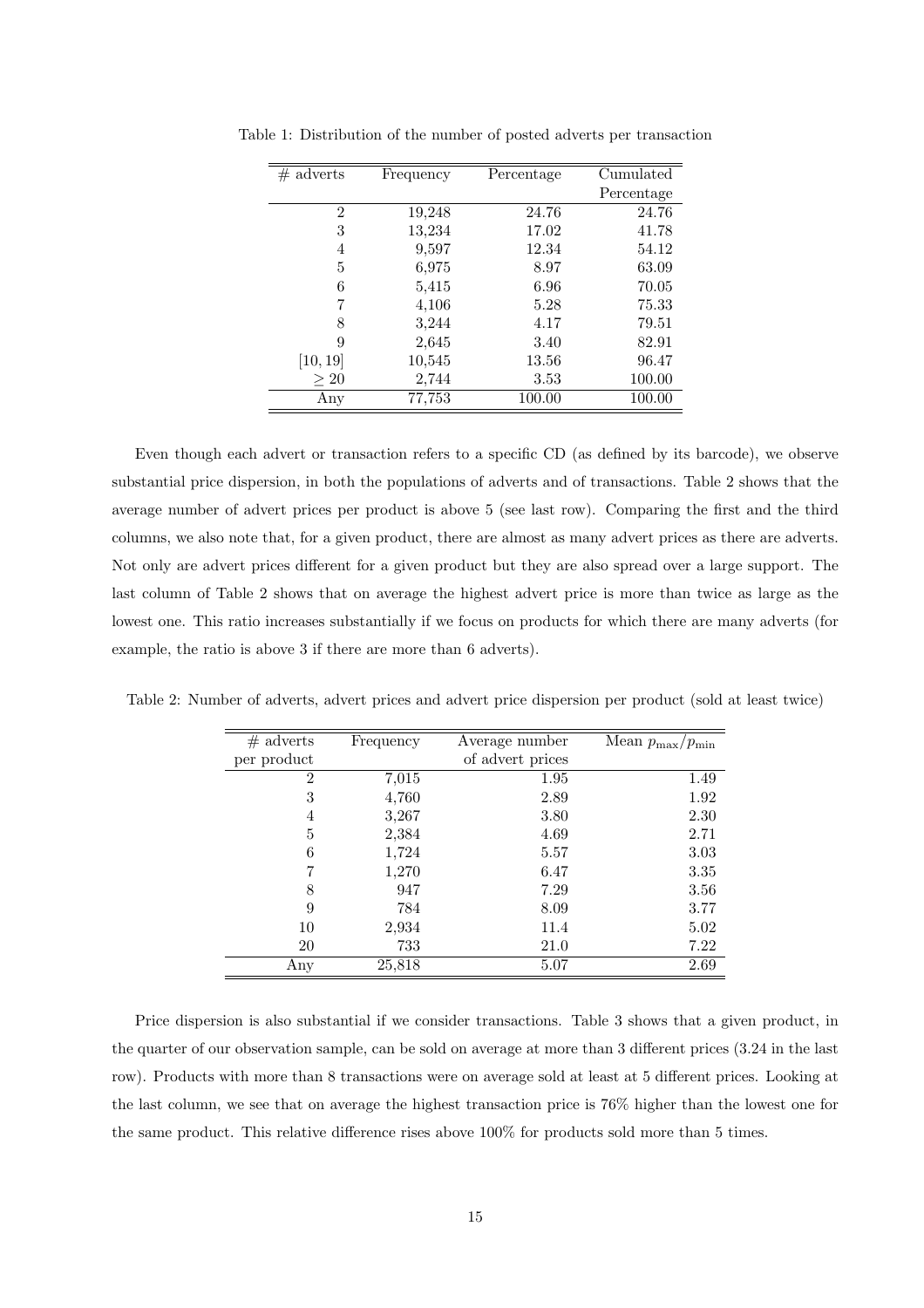Table 1: Distribution of the number of posted adverts per transaction

| # adverts | Frequency | Percentage | Cumulated Percentage |
|---|---|---|---|
| 2 | 19,248 | 24.76 | 24.76 |
| 3 | 13,234 | 17.02 | 41.78 |
| 4 | 9,597 | 12.34 | 54.12 |
| 5 | 6,975 | 8.97 | 63.09 |
| 6 | 5,415 | 6.96 | 70.05 |
| 7 | 4,106 | 5.28 | 75.33 |
| 8 | 3,244 | 4.17 | 79.51 |
| 9 | 2,645 | 3.40 | 82.91 |
| [10, 19] | 10,545 | 13.56 | 96.47 |
| $\geq 20$ | 2,744 | 3.53 | 100.00 |
| Any | 77,753 | 100.00 | 100.00 |

Even though each advert or transaction refers to a specific CD (as defined by its barcode), we observe substantial price dispersion, in both the populations of adverts and of transactions. Table 2 shows that the average number of advert prices per product is above 5 (see last row). Comparing the first and the third columns, we also note that, for a given product, there are almost as many advert prices as there are adverts. Not only are advert prices different for a given product but they are also spread over a large support. The last column of Table 2 shows that on average the highest advert price is more than twice as large as the lowest one. This ratio increases substantially if we focus on products for which there are many adverts (for example, the ratio is above 3 if there are more than 6 adverts).

Table 2: Number of adverts, advert prices and advert price dispersion per product (sold at least twice)

| # adverts per product | Frequency | Average number of advert prices | Mean $p_{\max}/p_{\min}$ |
|---|---|---|---|
| 2 | 7,015 | 1.95 | 1.49 |
| 3 | 4,760 | 2.89 | 1.92 |
| 4 | 3,267 | 3.80 | 2.30 |
| 5 | 2,384 | 4.69 | 2.71 |
| 6 | 1,724 | 5.57 | 3.03 |
| 7 | 1,270 | 6.47 | 3.35 |
| 8 | 947 | 7.29 | 3.56 |
| 9 | 784 | 8.09 | 3.77 |
| 10 | 2,934 | 11.4 | 5.02 |
| 20 | 733 | 21.0 | 7.22 |
| Any | 25,818 | 5.07 | 2.69 |

Price dispersion is also substantial if we consider transactions. Table 3 shows that a given product, in the quarter of our observation sample, can be sold on average at more than 3 different prices (3.24 in the last row). Products with more than 8 transactions were on average sold at least at 5 different prices. Looking at the last column, we see that on average the highest transaction price is 76% higher than the lowest one for the same product. This relative difference rises above 100% for products sold more than 5 times.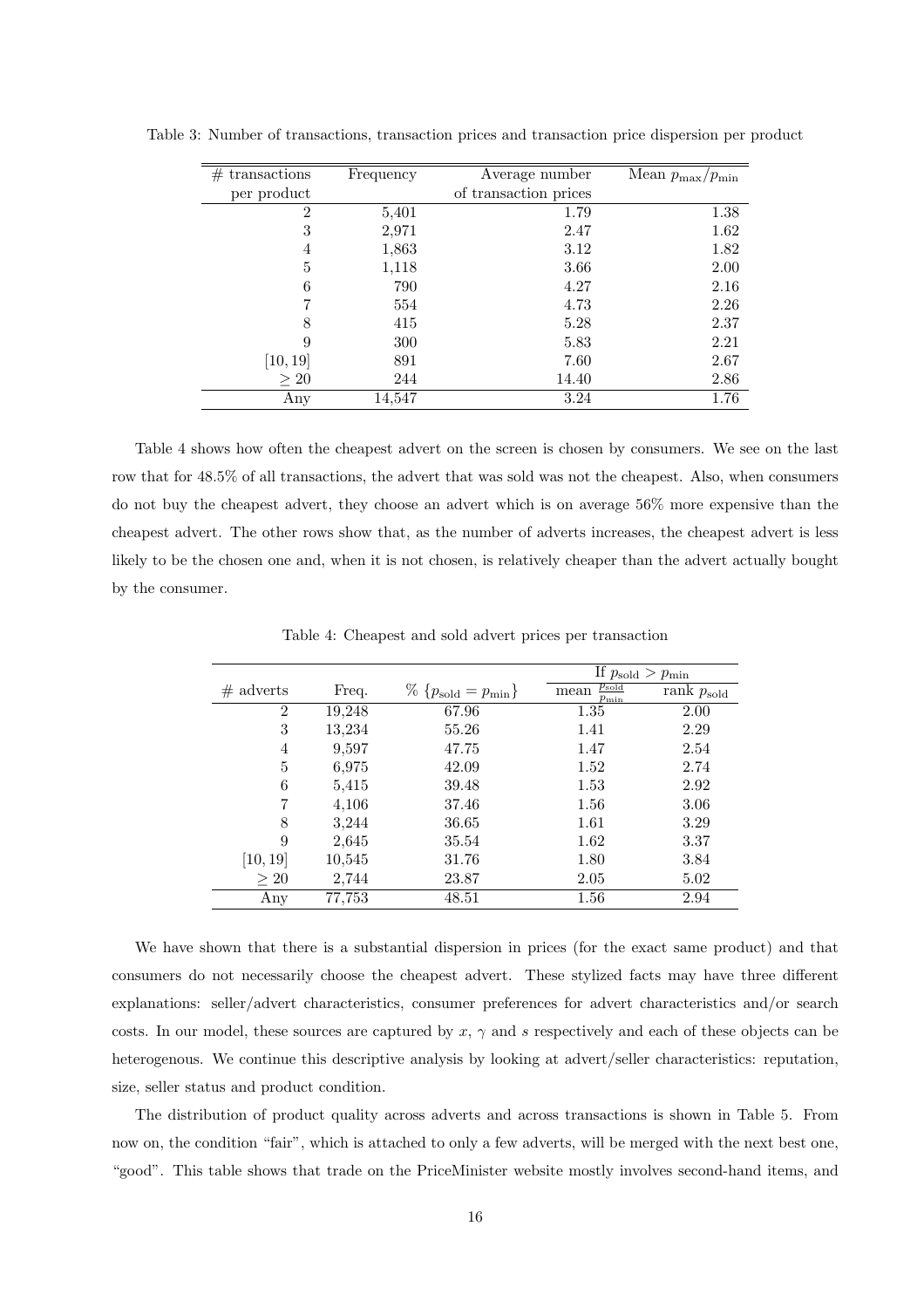Table 3: Number of transactions, transaction prices and transaction price dispersion per product

| # transactions per product | Frequency | Average number of transaction prices | Mean $p_{\max}/p_{\min}$ |
|---|---|---|---|
| 2 | 5,401 | 1.79 | 1.38 |
| 3 | 2,971 | 2.47 | 1.62 |
| 4 | 1,863 | 3.12 | 1.82 |
| 5 | 1,118 | 3.66 | 2.00 |
| 6 | 790 | 4.27 | 2.16 |
| 7 | 554 | 4.73 | 2.26 |
| 8 | 415 | 5.28 | 2.37 |
| 9 | 300 | 5.83 | 2.21 |
| [10, 19] | 891 | 7.60 | 2.67 |
| $\geq 20$ | 244 | 14.40 | 2.86 |
| Any | 14,547 | 3.24 | 1.76 |

Table 4 shows how often the cheapest advert on the screen is chosen by consumers. We see on the last row that for 48.5% of all transactions, the advert that was sold was not the cheapest. Also, when consumers do not buy the cheapest advert, they choose an advert which is on average 56% more expensive than the cheapest advert. The other rows show that, as the number of adverts increases, the cheapest advert is less likely to be the chosen one and, when it is not chosen, is relatively cheaper than the advert actually bought by the consumer.

Table 4: Cheapest and sold advert prices per transaction

| | | | If $p_{\text{sold}} > p_{\min}$ | |
|---|---|---|---|---|
| # adverts | Freq. | % $\{p_{\text{sold}} = p_{\min}\}$ | mean $\frac{p_{\text{sold}}}{p_{\min}}$ | rank $p_{\text{sold}}$ |
| 2 | 19,248 | 67.96 | 1.35 | 2.00 |
| 3 | 13,234 | 55.26 | 1.41 | 2.29 |
| 4 | 9,597 | 47.75 | 1.47 | 2.54 |
| 5 | 6,975 | 42.09 | 1.52 | 2.74 |
| 6 | 5,415 | 39.48 | 1.53 | 2.92 |
| 7 | 4,106 | 37.46 | 1.56 | 3.06 |
| 8 | 3,244 | 36.65 | 1.61 | 3.29 |
| 9 | 2,645 | 35.54 | 1.62 | 3.37 |
| [10, 19] | 10,545 | 31.76 | 1.80 | 3.84 |
| $\geq 20$ | 2,744 | 23.87 | 2.05 | 5.02 |
| Any | 77,753 | 48.51 | 1.56 | 2.94 |

We have shown that there is a substantial dispersion in prices (for the exact same product) and that consumers do not necessarily choose the cheapest advert. These stylized facts may have three different explanations: seller/advert characteristics, consumer preferences for advert characteristics and/or search costs. In our model, these sources are captured by $x$, $\gamma$ and $s$ respectively and each of these objects can be heterogenous. We continue this descriptive analysis by looking at advert/seller characteristics: reputation, size, seller status and product condition.

The distribution of product quality across adverts and across transactions is shown in Table 5. From now on, the condition "fair", which is attached to only a few adverts, will be merged with the next best one, "good". This table shows that trade on the PriceMinister website mostly involves second-hand items, and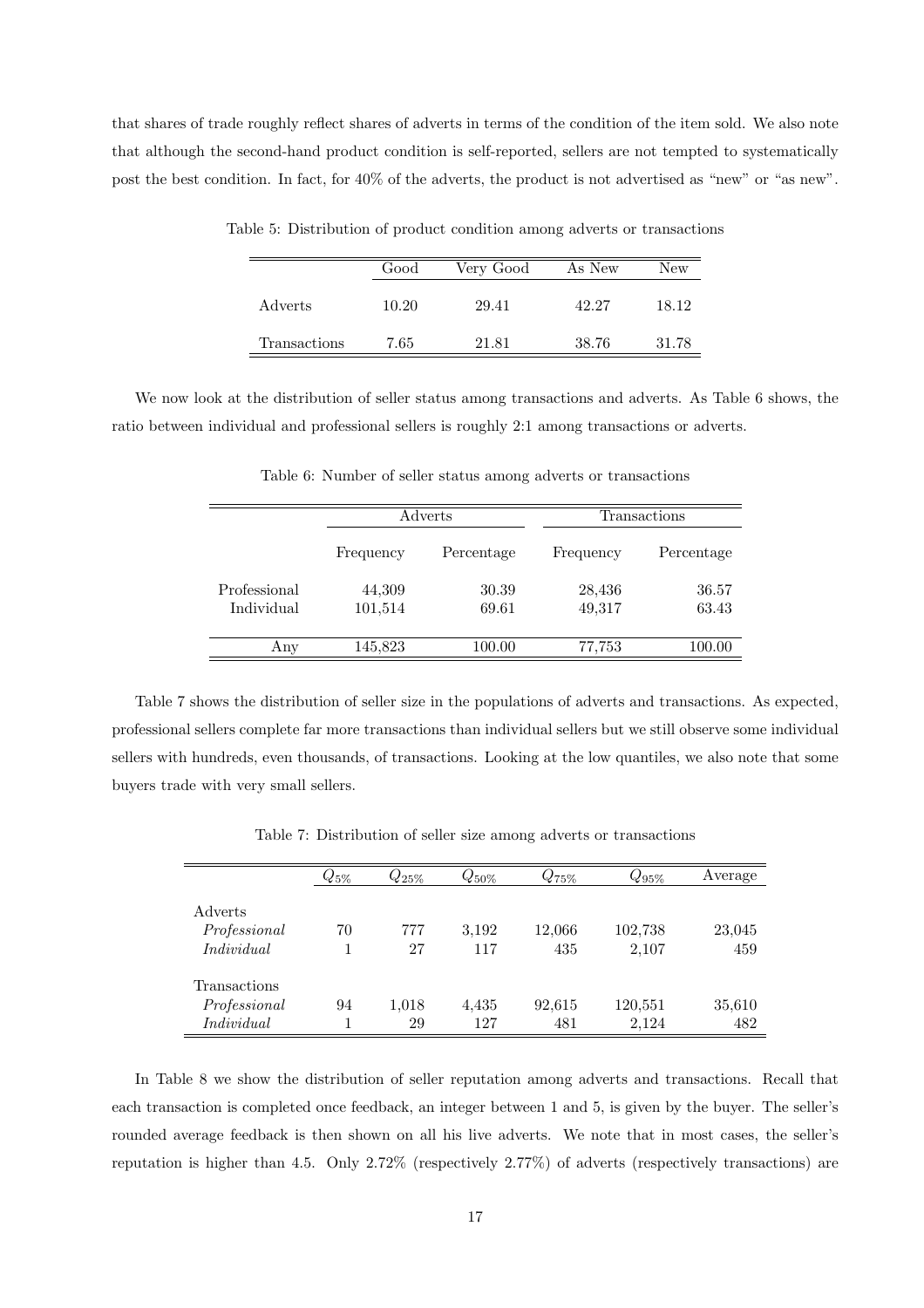that shares of trade roughly reflect shares of adverts in terms of the condition of the item sold. We also note that although the second-hand product condition is self-reported, sellers are not tempted to systematically post the best condition. In fact, for 40% of the adverts, the product is not advertised as "new" or "as new".

Table 5: Distribution of product condition among adverts or transactions

| | Good | Very Good | As New | New |
|---|---|---|---|---|
| Adverts | 10.20 | 29.41 | 42.27 | 18.12 |
| Transactions | 7.65 | 21.81 | 38.76 | 31.78 |

We now look at the distribution of seller status among transactions and adverts. As Table 6 shows, the ratio between individual and professional sellers is roughly 2:1 among transactions or adverts.

Table 6: Number of seller status among adverts or transactions

| | Adverts | | Transactions | |
|---|---|---|---|---|
| | Frequency | Percentage | Frequency | Percentage |
| Professional | 44,309 | 30.39 | 28,436 | 36.57 |
| Individual | 101,514 | 69.61 | 49,317 | 63.43 |
| Any | 145,823 | 100.00 | 77,753 | 100.00 |

Table 7 shows the distribution of seller size in the populations of adverts and transactions. As expected, professional sellers complete far more transactions than individual sellers but we still observe some individual sellers with hundreds, even thousands, of transactions. Looking at the low quantiles, we also note that some buyers trade with very small sellers.

Table 7: Distribution of seller size among adverts or transactions

| | $Q_{5\%}$ | $Q_{25\%}$ | $Q_{50\%}$ | $Q_{75\%}$ | $Q_{95\%}$ | Average |
|---|---|---|---|---|---|---|
| Adverts | | | | | | |
| *Professional* | 70 | 777 | 3,192 | 12,066 | 102,738 | 23,045 |
| *Individual* | 1 | 27 | 117 | 435 | 2,107 | 459 |
| Transactions | | | | | | |
| *Professional* | 94 | 1,018 | 4,435 | 92,615 | 120,551 | 35,610 |
| *Individual* | 1 | 29 | 127 | 481 | 2,124 | 482 |

In Table 8 we show the distribution of seller reputation among adverts and transactions. Recall that each transaction is completed once feedback, an integer between 1 and 5, is given by the buyer. The seller's rounded average feedback is then shown on all his live adverts. We note that in most cases, the seller's reputation is higher than 4.5. Only 2.72% (respectively 2.77%) of adverts (respectively transactions) are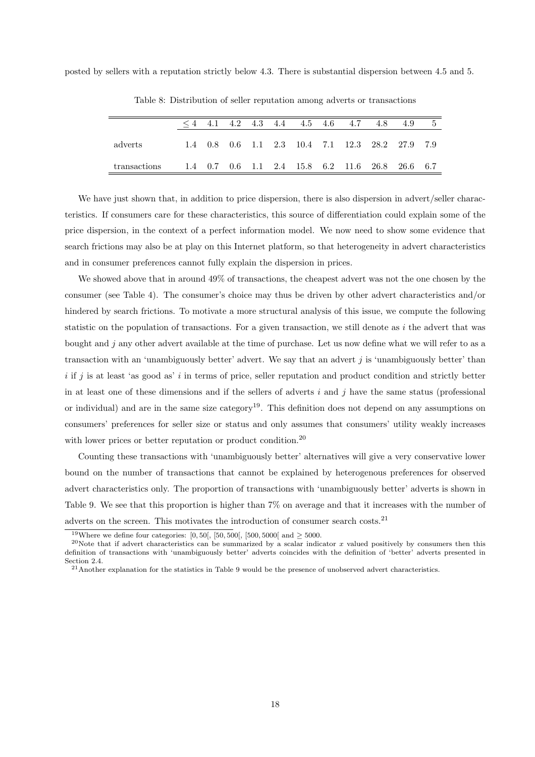posted by sellers with a reputation strictly below 4.3. There is substantial dispersion between 4.5 and 5.

Table 8: Distribution of seller reputation among adverts or transactions

| | $\leq 4$ | 4.1 | 4.2 | 4.3 | 4.4 | 4.5 | 4.6 | 4.7 | 4.8 | 4.9 | 5 |
|---|---|---|---|---|---|---|---|---|---|---|---|
| adverts | 1.4 | 0.8 | 0.6 | 1.1 | 2.3 | 10.4 | 7.1 | 12.3 | 28.2 | 27.9 | 7.9 |
| transactions | 1.4 | 0.7 | 0.6 | 1.1 | 2.4 | 15.8 | 6.2 | 11.6 | 26.8 | 26.6 | 6.7 |

We have just shown that, in addition to price dispersion, there is also dispersion in advert/seller characteristics. If consumers care for these characteristics, this source of differentiation could explain some of the price dispersion, in the context of a perfect information model. We now need to show some evidence that search frictions may also be at play on this Internet platform, so that heterogeneity in advert characteristics and in consumer preferences cannot fully explain the dispersion in prices.

We showed above that in around 49% of transactions, the cheapest advert was not the one chosen by the consumer (see Table 4). The consumer's choice may thus be driven by other advert characteristics and/or hindered by search frictions. To motivate a more structural analysis of this issue, we compute the following statistic on the population of transactions. For a given transaction, we still denote as $i$ the advert that was bought and $j$ any other advert available at the time of purchase. Let us now define what we will refer to as a transaction with an 'unambiguously better' advert. We say that an advert $j$ is 'unambiguously better' than $i$ if $j$ is at least 'as good as' $i$ in terms of price, seller reputation and product condition and strictly better in at least one of these dimensions and if the sellers of adverts $i$ and $j$ have the same status (professional or individual) and are in the same size category[19]. This definition does not depend on any assumptions on consumers' preferences for seller size or status and only assumes that consumers' utility weakly increases with lower prices or better reputation or product condition.[20]

Counting these transactions with 'unambiguously better' alternatives will give a very conservative lower bound on the number of transactions that cannot be explained by heterogenous preferences for observed advert characteristics only. The proportion of transactions with 'unambiguously better' adverts is shown in Table 9. We see that this proportion is higher than 7% on average and that it increases with the number of adverts on the screen. This motivates the introduction of consumer search costs.[21]

[19] Where we define four categories: $[0, 50[$, $[50, 500[$, $[500, 5000[$ and $\geq 5000$.

[20] Note that if advert characteristics can be summarized by a scalar indicator $x$ valued positively by consumers then this definition of transactions with 'unambiguously better' adverts coincides with the definition of 'better' adverts presented in Section 2.4.

[21] Another explanation for the statistics in Table 9 would be the presence of unobserved advert characteristics.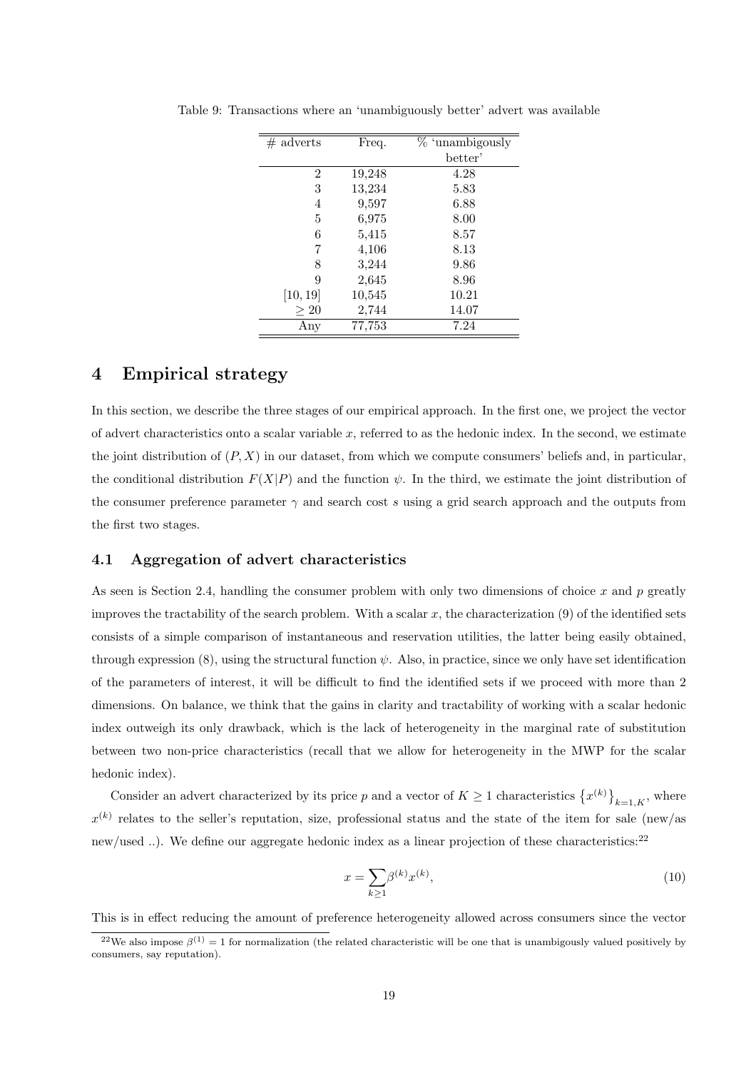Table 9: Transactions where an 'unambiguously better' advert was available

| # adverts | Freq. | % 'unambigously better' |
|---|---|---|
| 2 | 19,248 | 4.28 |
| 3 | 13,234 | 5.83 |
| 4 | 9,597 | 6.88 |
| 5 | 6,975 | 8.00 |
| 6 | 5,415 | 8.57 |
| 7 | 4,106 | 8.13 |
| 8 | 3,244 | 9.86 |
| 9 | 2,645 | 8.96 |
| [10, 19] | 10,545 | 10.21 |
| $\geq 20$ | 2,744 | 14.07 |
| Any | 77,753 | 7.24 |

# 4 Empirical strategy

In this section, we describe the three stages of our empirical approach. In the first one, we project the vector of advert characteristics onto a scalar variable $x$, referred to as the hedonic index. In the second, we estimate the joint distribution of $(P, X)$ in our dataset, from which we compute consumers' beliefs and, in particular, the conditional distribution $F(X|P)$ and the function $\psi$. In the third, we estimate the joint distribution of the consumer preference parameter $\gamma$ and search cost $s$ using a grid search approach and the outputs from the first two stages.

## 4.1 Aggregation of advert characteristics

As seen is Section 2.4, handling the consumer problem with only two dimensions of choice $x$ and $p$ greatly improves the tractability of the search problem. With a scalar $x$, the characterization (9) of the identified sets consists of a simple comparison of instantaneous and reservation utilities, the latter being easily obtained, through expression (8), using the structural function $\psi$. Also, in practice, since we only have set identification of the parameters of interest, it will be difficult to find the identified sets if we proceed with more than 2 dimensions. On balance, we think that the gains in clarity and tractability of working with a scalar hedonic index outweigh its only drawback, which is the lack of heterogeneity in the marginal rate of substitution between two non-price characteristics (recall that we allow for heterogeneity in the MWP for the scalar hedonic index).

Consider an advert characterized by its price $p$ and a vector of $K \geq 1$ characteristics $\left\{x^{(k)}\right\}_{k=1,K}$, where $x^{(k)}$ relates to the seller's reputation, size, professional status and the state of the item for sale (new/as new/used ..). We define our aggregate hedonic index as a linear projection of these characteristics:[22]

$$x = \sum_{k \geq 1} \beta^{(k)} x^{(k)}, \tag{10}$$

This is in effect reducing the amount of preference heterogeneity allowed across consumers since the vector

[22] We also impose $\beta^{(1)} = 1$ for normalization (the related characteristic will be one that is unambigously valued positively by consumers, say reputation).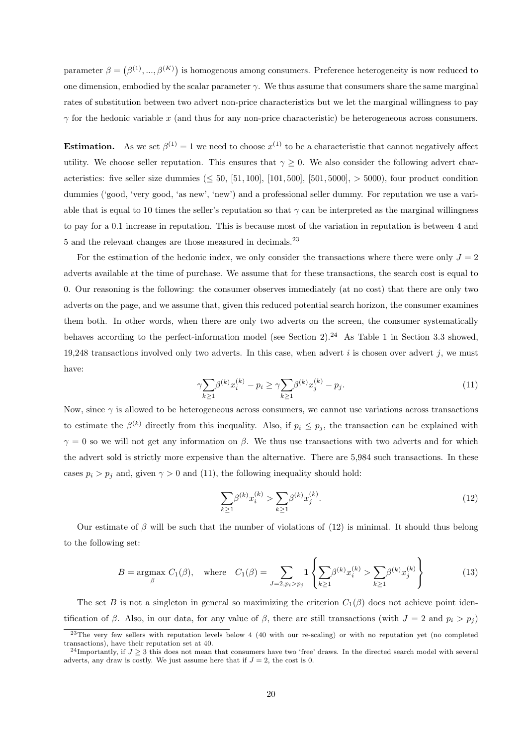parameter $\beta = \left(\beta^{(1)}, ..., \beta^{(K)}\right)$ is homogenous among consumers. Preference heterogeneity is now reduced to one dimension, embodied by the scalar parameter $\gamma$. We thus assume that consumers share the same marginal rates of substitution between two advert non-price characteristics but we let the marginal willingness to pay $\gamma$ for the hedonic variable $x$ (and thus for any non-price characteristic) be heterogeneous across consumers.

**Estimation.** As we set $\beta^{(1)} = 1$ we need to choose $x^{(1)}$ to be a characteristic that cannot negatively affect utility. We choose seller reputation. This ensures that $\gamma \geq 0$. We also consider the following advert characteristics: five seller size dummies ($\leq 50$, $[51, 100]$, $[101, 500]$, $[501, 5000]$, $> 5000$), four product condition dummies ('good, 'very good, 'as new', 'new') and a professional seller dummy. For reputation we use a variable that is equal to 10 times the seller's reputation so that $\gamma$ can be interpreted as the marginal willingness to pay for a 0.1 increase in reputation. This is because most of the variation in reputation is between 4 and 5 and the relevant changes are those measured in decimals.[23]

For the estimation of the hedonic index, we only consider the transactions where there were only $J = 2$ adverts available at the time of purchase. We assume that for these transactions, the search cost is equal to 0. Our reasoning is the following: the consumer observes immediately (at no cost) that there are only two adverts on the page, and we assume that, given this reduced potential search horizon, the consumer examines them both. In other words, when there are only two adverts on the screen, the consumer systematically behaves according to the perfect-information model (see Section 2).[24] As Table 1 in Section 3.3 showed, 19,248 transactions involved only two adverts. In this case, when advert $i$ is chosen over advert $j$, we must have:

$$\gamma \sum_{k \geq 1} \beta^{(k)} x_i^{(k)} - p_i \geq \gamma \sum_{k \geq 1} \beta^{(k)} x_j^{(k)} - p_j. \tag{11}$$

Now, since $\gamma$ is allowed to be heterogeneous across consumers, we cannot use variations across transactions to estimate the $\beta^{(k)}$ directly from this inequality. Also, if $p_i \leq p_j$, the transaction can be explained with $\gamma = 0$ so we will not get any information on $\beta$. We thus use transactions with two adverts and for which the advert sold is strictly more expensive than the alternative. There are 5,984 such transactions. In these cases $p_i > p_j$ and, given $\gamma > 0$ and (11), the following inequality should hold:

$$\sum_{k \geq 1} \beta^{(k)} x_i^{(k)} > \sum_{k \geq 1} \beta^{(k)} x_j^{(k)}. \tag{12}$$

Our estimate of $\beta$ will be such that the number of violations of (12) is minimal. It should thus belong to the following set:

$$B = \underset{\beta}{\operatorname{argmax}} \ C_1(\beta), \quad \text{where} \quad C_1(\beta) = \sum_{J=2, p_i > p_j} \mathbf{1} \left\{ \sum_{k \geq 1} \beta^{(k)} x_i^{(k)} > \sum_{k \geq 1} \beta^{(k)} x_j^{(k)} \right\} \tag{13}$$

The set $B$ is not a singleton in general so maximizing the criterion $C_1(\beta)$ does not achieve point identification of $\beta$. Also, in our data, for any value of $\beta$, there are still transactions (with $J = 2$ and $p_i > p_j$)

---

[23] The very few sellers with reputation levels below 4 (40 with our re-scaling) or with no reputation yet (no completed transactions), have their reputation set at 40.

[24] Importantly, if $J \geq 3$ this does not mean that consumers have two 'free' draws. In the directed search model with several adverts, any draw is costly. We just assume here that if $J = 2$, the cost is 0.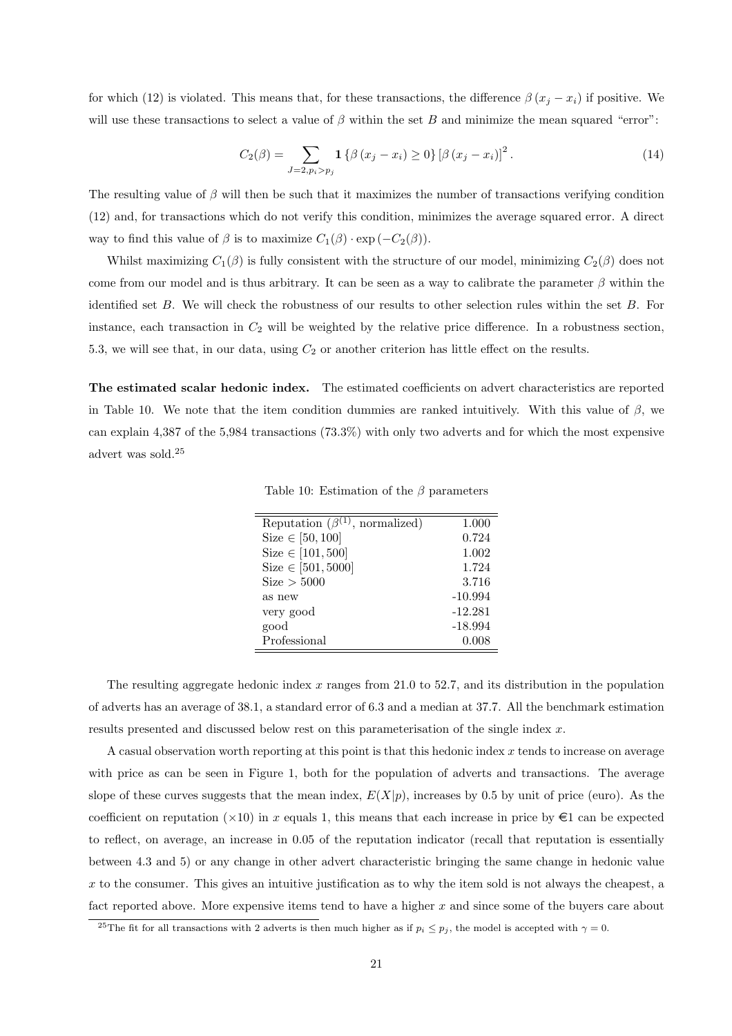for which (12) is violated. This means that, for these transactions, the difference $\beta(x_j - x_i)$ if positive. We will use these transactions to select a value of $\beta$ within the set $B$ and minimize the mean squared "error":

$$C_2(\beta) = \sum_{J=2, p_i > p_j} \mathbf{1}\{\beta(x_j - x_i) \geq 0\} [\beta(x_j - x_i)]^2 . \tag{14}$$

The resulting value of $\beta$ will then be such that it maximizes the number of transactions verifying condition (12) and, for transactions which do not verify this condition, minimizes the average squared error. A direct way to find this value of $\beta$ is to maximize $C_1(\beta) \cdot \exp(-C_2(\beta))$.

Whilst maximizing $C_1(\beta)$ is fully consistent with the structure of our model, minimizing $C_2(\beta)$ does not come from our model and is thus arbitrary. It can be seen as a way to calibrate the parameter $\beta$ within the identified set $B$. We will check the robustness of our results to other selection rules within the set $B$. For instance, each transaction in $C_2$ will be weighted by the relative price difference. In a robustness section, 5.3, we will see that, in our data, using $C_2$ or another criterion has little effect on the results.

**The estimated scalar hedonic index.** The estimated coefficients on advert characteristics are reported in Table 10. We note that the item condition dummies are ranked intuitively. With this value of $\beta$, we can explain 4,387 of the 5,984 transactions (73.3%) with only two adverts and for which the most expensive advert was sold.[25]

Table 10: Estimation of the $\beta$ parameters

| | |
|---|---|
| Reputation ($\beta^{(1)}$, normalized) | 1.000 |
| Size $\in [50, 100]$ | 0.724 |
| Size $\in [101, 500]$ | 1.002 |
| Size $\in [501, 5000]$ | 1.724 |
| Size $> 5000$ | 3.716 |
| as new | -10.994 |
| very good | -12.281 |
| good | -18.994 |
| Professional | 0.008 |

The resulting aggregate hedonic index $x$ ranges from 21.0 to 52.7, and its distribution in the population of adverts has an average of 38.1, a standard error of 6.3 and a median at 37.7. All the benchmark estimation results presented and discussed below rest on this parameterisation of the single index $x$.

A casual observation worth reporting at this point is that this hedonic index $x$ tends to increase on average with price as can be seen in Figure 1, both for the population of adverts and transactions. The average slope of these curves suggests that the mean index, $E(X|p)$, increases by 0.5 by unit of price (euro). As the coefficient on reputation ($\times 10$) in $x$ equals 1, this means that each increase in price by €1 can be expected to reflect, on average, an increase in 0.05 of the reputation indicator (recall that reputation is essentially between 4.3 and 5) or any change in other advert characteristic bringing the same change in hedonic value $x$ to the consumer. This gives an intuitive justification as to why the item sold is not always the cheapest, a fact reported above. More expensive items tend to have a higher $x$ and since some of the buyers care about

[25] The fit for all transactions with 2 adverts is then much higher as if $p_i \leq p_j$, the model is accepted with $\gamma = 0$.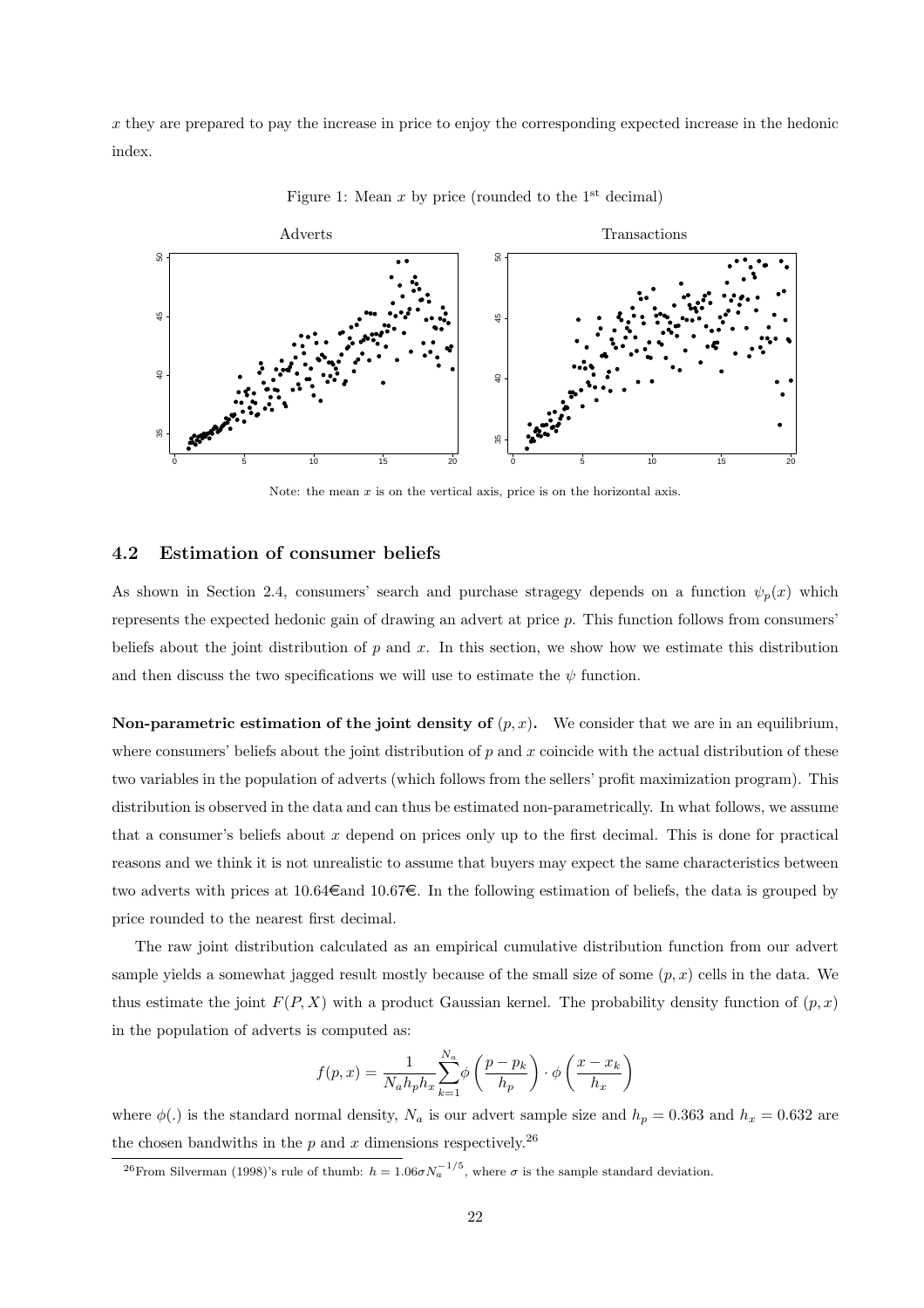$x$ they are prepared to pay the increase in price to enjoy the corresponding expected increase in the hedonic index.

Figure 1: Mean $x$ by price (rounded to the 1st decimal)

Note: the mean $x$ is on the vertical axis, price is on the horizontal axis.

## 4.2 Estimation of consumer beliefs

As shown in Section 2.4, consumers' search and purchase stragegy depends on a function $\psi_p(x)$ which represents the expected hedonic gain of drawing an advert at price $p$. This function follows from consumers' beliefs about the joint distribution of $p$ and $x$. In this section, we show how we estimate this distribution and then discuss the two specifications we will use to estimate the $\psi$ function.

**Non-parametric estimation of the joint density of $(p, x)$.** We consider that we are in an equilibrium, where consumers' beliefs about the joint distribution of $p$ and $x$ coincide with the actual distribution of these two variables in the population of adverts (which follows from the sellers' profit maximization program). This distribution is observed in the data and can thus be estimated non-parametrically. In what follows, we assume that a consumer's beliefs about $x$ depend on prices only up to the first decimal. This is done for practical reasons and we think it is not unrealistic to assume that buyers may expect the same characteristics between two adverts with prices at 10.64€and 10.67€. In the following estimation of beliefs, the data is grouped by price rounded to the nearest first decimal.

The raw joint distribution calculated as an empirical cumulative distribution function from our advert sample yields a somewhat jagged result mostly because of the small size of some $(p, x)$ cells in the data. We thus estimate the joint $F(P, X)$ with a product Gaussian kernel. The probability density function of $(p, x)$ in the population of adverts is computed as:

$$f(p, x) = \frac{1}{N_a h_p h_x} \sum_{k=1}^{N_a} \phi\left(\frac{p - p_k}{h_p}\right) \cdot \phi\left(\frac{x - x_k}{h_x}\right)$$

where $\phi(.)$ is the standard normal density, $N_a$ is our advert sample size and $h_p = 0.363$ and $h_x = 0.632$ are the chosen bandwiths in the $p$ and $x$ dimensions respectively.[26]

[26]From Silverman (1998)'s rule of thumb: $h = 1.06\sigma N_a^{-1/5}$, where $\sigma$ is the sample standard deviation.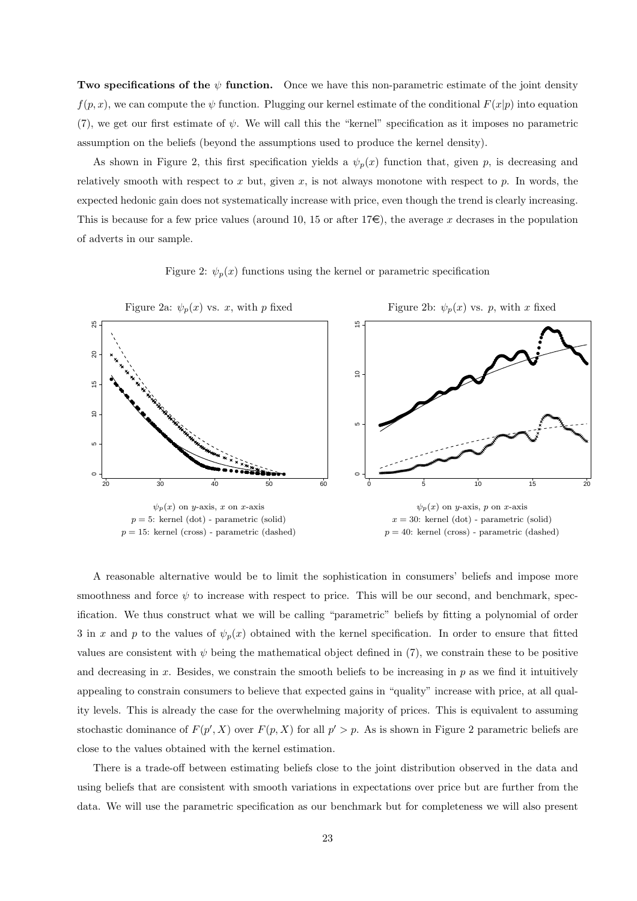**Two specifications of the $\psi$ function.** Once we have this non-parametric estimate of the joint density $f(p, x)$, we can compute the $\psi$ function. Plugging our kernel estimate of the conditional $F(x|p)$ into equation (7), we get our first estimate of $\psi$. We will call this the "kernel" specification as it imposes no parametric assumption on the beliefs (beyond the assumptions used to produce the kernel density).

As shown in Figure 2, this first specification yields a $\psi_p(x)$ function that, given $p$, is decreasing and relatively smooth with respect to $x$ but, given $x$, is not always monotone with respect to $p$. In words, the expected hedonic gain does not systematically increase with price, even though the trend is clearly increasing. This is because for a few price values (around 10, 15 or after 17€), the average $x$ decrases in the population of adverts in our sample.

Figure 2: $\psi_p(x)$ functions using the kernel or parametric specification

Figure 2a: $\psi_p(x)$ vs. $x$, with $p$ fixed

$\psi_p(x)$ on $y$-axis, $x$ on $x$-axis
$p = 5$: kernel (dot) - parametric (solid)
$p = 15$: kernel (cross) - parametric (dashed)

Figure 2b: $\psi_p(x)$ vs. $p$, with $x$ fixed

$\psi_p(x)$ on $y$-axis, $p$ on $x$-axis
$x = 30$: kernel (dot) - parametric (solid)
$p = 40$: kernel (cross) - parametric (dashed)

A reasonable alternative would be to limit the sophistication in consumers' beliefs and impose more smoothness and force $\psi$ to increase with respect to price. This will be our second, and benchmark, specification. We thus construct what we will be calling "parametric" beliefs by fitting a polynomial of order 3 in $x$ and $p$ to the values of $\psi_p(x)$ obtained with the kernel specification. In order to ensure that fitted values are consistent with $\psi$ being the mathematical object defined in (7), we constrain these to be positive and decreasing in $x$. Besides, we constrain the smooth beliefs to be increasing in $p$ as we find it intuitively appealing to constrain consumers to believe that expected gains in "quality" increase with price, at all quality levels. This is already the case for the overwhelming majority of prices. This is equivalent to assuming stochastic dominance of $F(p', X)$ over $F(p, X)$ for all $p' > p$. As is shown in Figure 2 parametric beliefs are close to the values obtained with the kernel estimation.

There is a trade-off between estimating beliefs close to the joint distribution observed in the data and using beliefs that are consistent with smooth variations in expectations over price but are further from the data. We will use the parametric specification as our benchmark but for completeness we will also present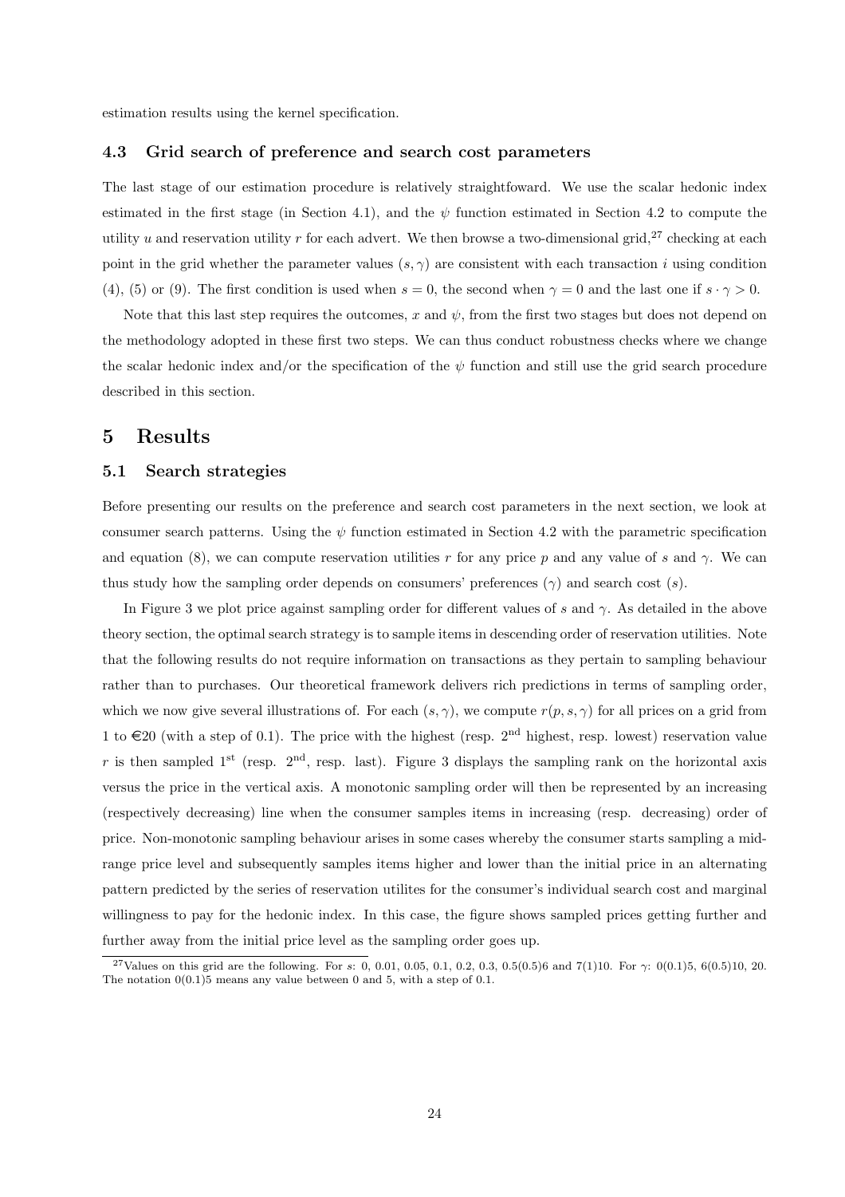estimation results using the kernel specification.

### 4.3 Grid search of preference and search cost parameters

The last stage of our estimation procedure is relatively straightfoward. We use the scalar hedonic index estimated in the first stage (in Section 4.1), and the $\psi$ function estimated in Section 4.2 to compute the utility $u$ and reservation utility $r$ for each advert. We then browse a two-dimensional grid,[27] checking at each point in the grid whether the parameter values $(s, \gamma)$ are consistent with each transaction $i$ using condition (4), (5) or (9). The first condition is used when $s = 0$, the second when $\gamma = 0$ and the last one if $s \cdot \gamma > 0$.

Note that this last step requires the outcomes, $x$ and $\psi$, from the first two stages but does not depend on the methodology adopted in these first two steps. We can thus conduct robustness checks where we change the scalar hedonic index and/or the specification of the $\psi$ function and still use the grid search procedure described in this section.

## 5 Results

### 5.1 Search strategies

Before presenting our results on the preference and search cost parameters in the next section, we look at consumer search patterns. Using the $\psi$ function estimated in Section 4.2 with the parametric specification and equation (8), we can compute reservation utilities $r$ for any price $p$ and any value of $s$ and $\gamma$. We can thus study how the sampling order depends on consumers' preferences ($\gamma$) and search cost ($s$).

In Figure 3 we plot price against sampling order for different values of $s$ and $\gamma$. As detailed in the above theory section, the optimal search strategy is to sample items in descending order of reservation utilities. Note that the following results do not require information on transactions as they pertain to sampling behaviour rather than to purchases. Our theoretical framework delivers rich predictions in terms of sampling order, which we now give several illustrations of. For each $(s, \gamma)$, we compute $r(p, s, \gamma)$ for all prices on a grid from 1 to €20 (with a step of 0.1). The price with the highest (resp. 2[nd] highest, resp. lowest) reservation value $r$ is then sampled 1[st] (resp. 2[nd], resp. last). Figure 3 displays the sampling rank on the horizontal axis versus the price in the vertical axis. A monotonic sampling order will then be represented by an increasing (respectively decreasing) line when the consumer samples items in increasing (resp. decreasing) order of price. Non-monotonic sampling behaviour arises in some cases whereby the consumer starts sampling a mid-range price level and subsequently samples items higher and lower than the initial price in an alternating pattern predicted by the series of reservation utilites for the consumer's individual search cost and marginal willingness to pay for the hedonic index. In this case, the figure shows sampled prices getting further and further away from the initial price level as the sampling order goes up.

[27] Values on this grid are the following. For $s$: 0, 0.01, 0.05, 0.1, 0.2, 0.3, 0.5(0.5)6 and 7(1)10. For $\gamma$: 0(0.1)5, 6(0.5)10, 20. The notation 0(0.1)5 means any value between 0 and 5, with a step of 0.1.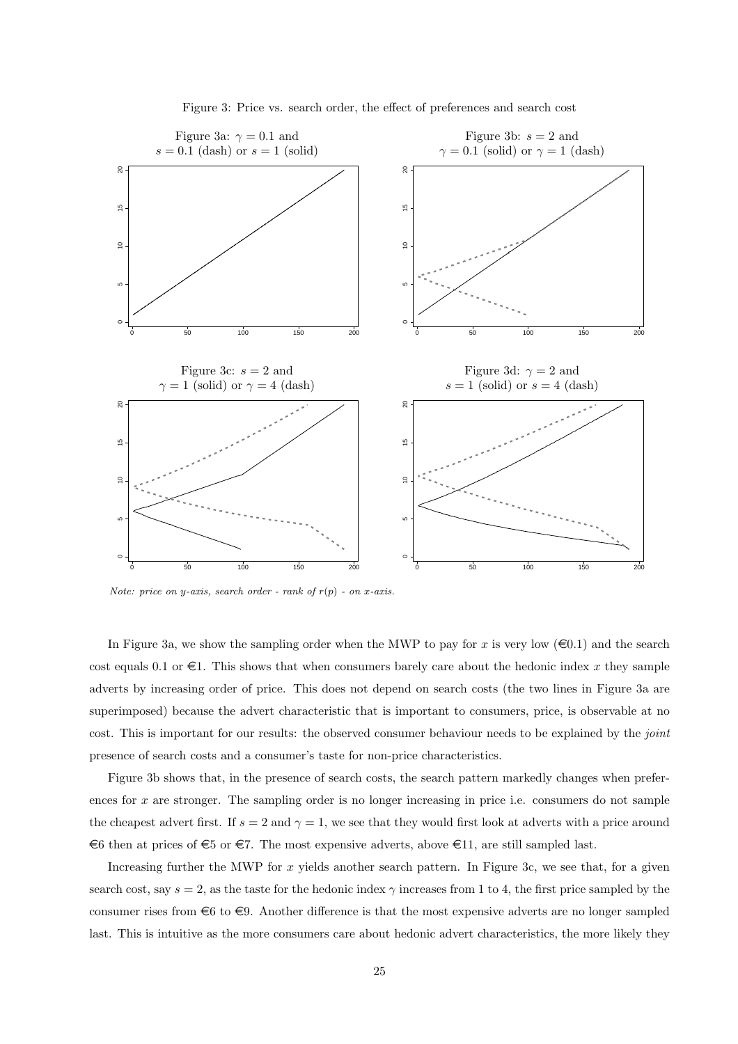Figure 3: Price vs. search order, the effect of preferences and search cost

Figure 3a: $\gamma = 0.1$ and $s = 0.1$ (dash) or $s = 1$ (solid)

Figure 3b: $s = 2$ and $\gamma = 0.1$ (solid) or $\gamma = 1$ (dash)

Figure 3c: $s = 2$ and $\gamma = 1$ (solid) or $\gamma = 4$ (dash)

Figure 3d: $\gamma = 2$ and $s = 1$ (solid) or $s = 4$ (dash)

*Note: price on y-axis, search order - rank of $r(p)$ - on x-axis.*

In Figure 3a, we show the sampling order when the MWP to pay for $x$ is very low (€0.1) and the search cost equals 0.1 or €1. This shows that when consumers barely care about the hedonic index $x$ they sample adverts by increasing order of price. This does not depend on search costs (the two lines in Figure 3a are superimposed) because the advert characteristic that is important to consumers, price, is observable at no cost. This is important for our results: the observed consumer behaviour needs to be explained by the *joint* presence of search costs and a consumer's taste for non-price characteristics.

Figure 3b shows that, in the presence of search costs, the search pattern markedly changes when preferences for $x$ are stronger. The sampling order is no longer increasing in price i.e. consumers do not sample the cheapest advert first. If $s = 2$ and $\gamma = 1$, we see that they would first look at adverts with a price around €6 then at prices of €5 or €7. The most expensive adverts, above €11, are still sampled last.

Increasing further the MWP for $x$ yields another search pattern. In Figure 3c, we see that, for a given search cost, say $s = 2$, as the taste for the hedonic index $\gamma$ increases from 1 to 4, the first price sampled by the consumer rises from €6 to €9. Another difference is that the most expensive adverts are no longer sampled last. This is intuitive as the more consumers care about hedonic advert characteristics, the more likely they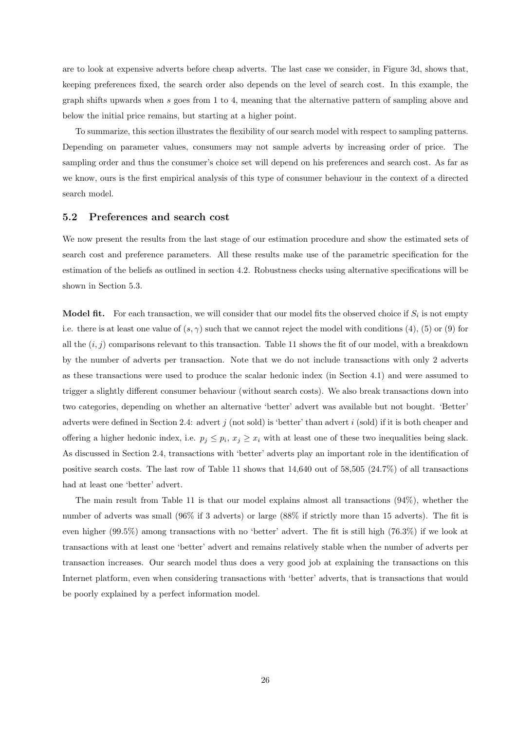are to look at expensive adverts before cheap adverts. The last case we consider, in Figure 3d, shows that, keeping preferences fixed, the search order also depends on the level of search cost. In this example, the graph shifts upwards when $s$ goes from 1 to 4, meaning that the alternative pattern of sampling above and below the initial price remains, but starting at a higher point.

To summarize, this section illustrates the flexibility of our search model with respect to sampling patterns. Depending on parameter values, consumers may not sample adverts by increasing order of price. The sampling order and thus the consumer's choice set will depend on his preferences and search cost. As far as we know, ours is the first empirical analysis of this type of consumer behaviour in the context of a directed search model.

## 5.2 Preferences and search cost

We now present the results from the last stage of our estimation procedure and show the estimated sets of search cost and preference parameters. All these results make use of the parametric specification for the estimation of the beliefs as outlined in section 4.2. Robustness checks using alternative specifications will be shown in Section 5.3.

**Model fit.** For each transaction, we will consider that our model fits the observed choice if $S_i$ is not empty i.e. there is at least one value of $(s, \gamma)$ such that we cannot reject the model with conditions (4), (5) or (9) for all the $(i, j)$ comparisons relevant to this transaction. Table 11 shows the fit of our model, with a breakdown by the number of adverts per transaction. Note that we do not include transactions with only 2 adverts as these transactions were used to produce the scalar hedonic index (in Section 4.1) and were assumed to trigger a slightly different consumer behaviour (without search costs). We also break transactions down into two categories, depending on whether an alternative 'better' advert was available but not bought. 'Better' adverts were defined in Section 2.4: advert $j$ (not sold) is 'better' than advert $i$ (sold) if it is both cheaper and offering a higher hedonic index, i.e. $p_j \leq p_i$, $x_j \geq x_i$ with at least one of these two inequalities being slack. As discussed in Section 2.4, transactions with 'better' adverts play an important role in the identification of positive search costs. The last row of Table 11 shows that 14,640 out of 58,505 (24.7%) of all transactions had at least one 'better' advert.

The main result from Table 11 is that our model explains almost all transactions (94%), whether the number of adverts was small (96% if 3 adverts) or large (88% if strictly more than 15 adverts). The fit is even higher (99.5%) among transactions with no 'better' advert. The fit is still high (76.3%) if we look at transactions with at least one 'better' advert and remains relatively stable when the number of adverts per transaction increases. Our search model thus does a very good job at explaining the transactions on this Internet platform, even when considering transactions with 'better' adverts, that is transactions that would be poorly explained by a perfect information model.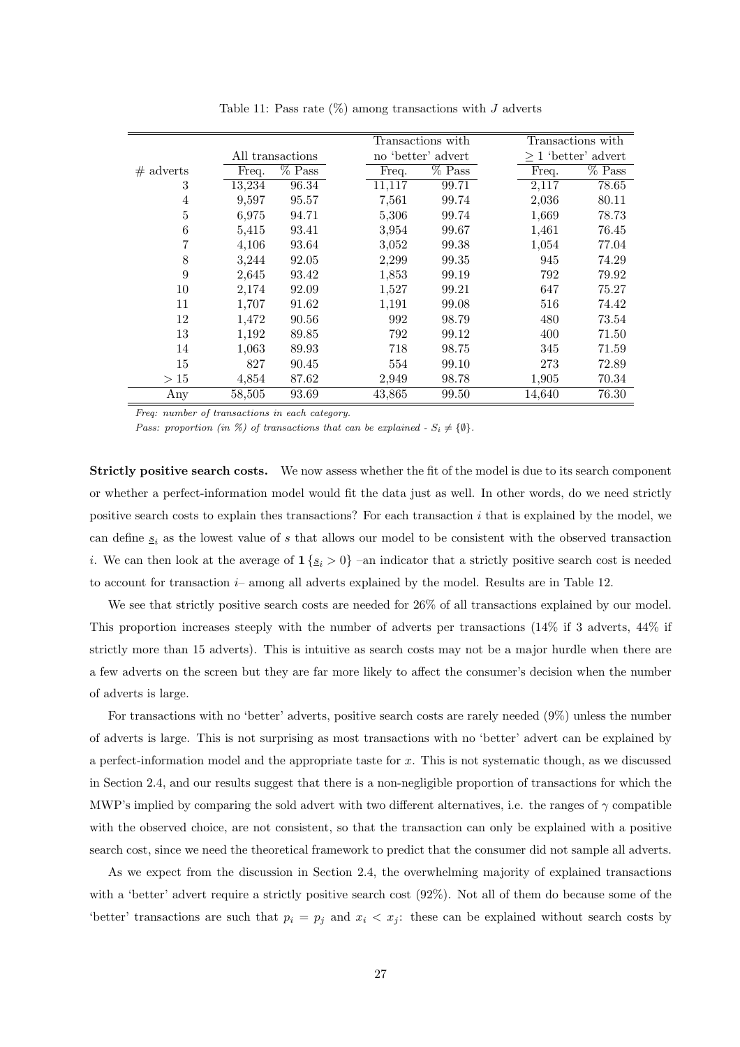Table 11: Pass rate (%) among transactions with $J$ adverts

| | All transactions | | Transactions with no 'better' advert | | Transactions with $\geq 1$ 'better' advert | |
|---|---|---|---|---|---|---|
| # adverts | Freq. | % Pass | Freq. | % Pass | Freq. | % Pass |
| 3 | 13,234 | 96.34 | 11,117 | 99.71 | 2,117 | 78.65 |
| 4 | 9,597 | 95.57 | 7,561 | 99.74 | 2,036 | 80.11 |
| 5 | 6,975 | 94.71 | 5,306 | 99.74 | 1,669 | 78.73 |
| 6 | 5,415 | 93.41 | 3,954 | 99.67 | 1,461 | 76.45 |
| 7 | 4,106 | 93.64 | 3,052 | 99.38 | 1,054 | 77.04 |
| 8 | 3,244 | 92.05 | 2,299 | 99.35 | 945 | 74.29 |
| 9 | 2,645 | 93.42 | 1,853 | 99.19 | 792 | 79.92 |
| 10 | 2,174 | 92.09 | 1,527 | 99.21 | 647 | 75.27 |
| 11 | 1,707 | 91.62 | 1,191 | 99.08 | 516 | 74.42 |
| 12 | 1,472 | 90.56 | 992 | 98.79 | 480 | 73.54 |
| 13 | 1,192 | 89.85 | 792 | 99.12 | 400 | 71.50 |
| 14 | 1,063 | 89.93 | 718 | 98.75 | 345 | 71.59 |
| 15 | 827 | 90.45 | 554 | 99.10 | 273 | 72.89 |
| > 15 | 4,854 | 87.62 | 2,949 | 98.78 | 1,905 | 70.34 |
| Any | 58,505 | 93.69 | 43,865 | 99.50 | 14,640 | 76.30 |

*Freq: number of transactions in each category.*

*Pass: proportion (in %) of transactions that can be explained - $S_i \neq \{\emptyset\}$.*

**Strictly positive search costs.** We now assess whether the fit of the model is due to its search component or whether a perfect-information model would fit the data just as well. In other words, do we need strictly positive search costs to explain thes transactions? For each transaction $i$ that is explained by the model, we can define $\underline{s}_i$ as the lowest value of $s$ that allows our model to be consistent with the observed transaction $i$. We can then look at the average of $\mathbf{1}\{\underline{s}_i > 0\}$ –an indicator that a strictly positive search cost is needed to account for transaction $i$– among all adverts explained by the model. Results are in Table 12.

We see that strictly positive search costs are needed for 26% of all transactions explained by our model. This proportion increases steeply with the number of adverts per transactions (14% if 3 adverts, 44% if strictly more than 15 adverts). This is intuitive as search costs may not be a major hurdle when there are a few adverts on the screen but they are far more likely to affect the consumer's decision when the number of adverts is large.

For transactions with no 'better' adverts, positive search costs are rarely needed (9%) unless the number of adverts is large. This is not surprising as most transactions with no 'better' advert can be explained by a perfect-information model and the appropriate taste for $x$. This is not systematic though, as we discussed in Section 2.4, and our results suggest that there is a non-negligible proportion of transactions for which the MWP's implied by comparing the sold advert with two different alternatives, i.e. the ranges of $\gamma$ compatible with the observed choice, are not consistent, so that the transaction can only be explained with a positive search cost, since we need the theoretical framework to predict that the consumer did not sample all adverts.

As we expect from the discussion in Section 2.4, the overwhelming majority of explained transactions with a 'better' advert require a strictly positive search cost (92%). Not all of them do because some of the 'better' transactions are such that $p_i = p_j$ and $x_i < x_j$: these can be explained without search costs by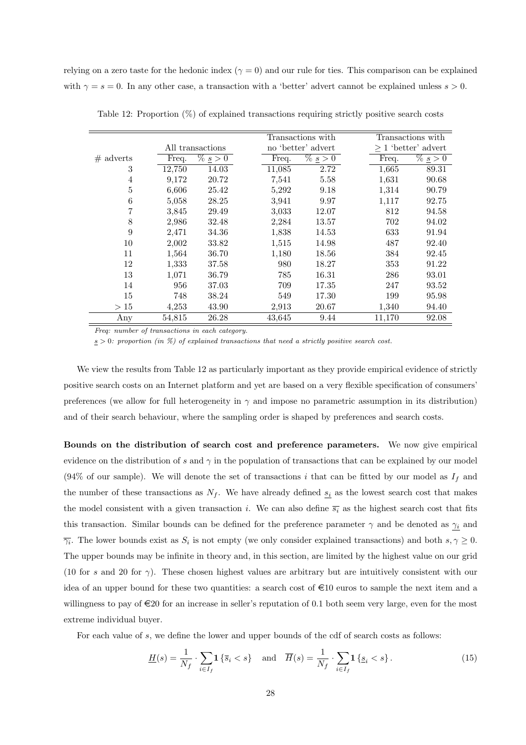relying on a zero taste for the hedonic index ($\gamma = 0$) and our rule for ties. This comparison can be explained with $\gamma = s = 0$. In any other case, a transaction with a 'better' advert cannot be explained unless $s > 0$.

Table 12: Proportion (%) of explained transactions requiring strictly positive search costs

| | All transactions | | Transactions with no 'better' advert | | Transactions with $\geq 1$ 'better' advert | |
|---|---|---|---|---|---|---|
| # adverts | Freq. | % $\underline{s} > 0$ | Freq. | % $\underline{s} > 0$ | Freq. | % $\underline{s} > 0$ |
| 3 | 12,750 | 14.03 | 11,085 | 2.72 | 1,665 | 89.31 |
| 4 | 9,172 | 20.72 | 7,541 | 5.58 | 1,631 | 90.68 |
| 5 | 6,606 | 25.42 | 5,292 | 9.18 | 1,314 | 90.79 |
| 6 | 5,058 | 28.25 | 3,941 | 9.97 | 1,117 | 92.75 |
| 7 | 3,845 | 29.49 | 3,033 | 12.07 | 812 | 94.58 |
| 8 | 2,986 | 32.48 | 2,284 | 13.57 | 702 | 94.02 |
| 9 | 2,471 | 34.36 | 1,838 | 14.53 | 633 | 91.94 |
| 10 | 2,002 | 33.82 | 1,515 | 14.98 | 487 | 92.40 |
| 11 | 1,564 | 36.70 | 1,180 | 18.56 | 384 | 92.45 |
| 12 | 1,333 | 37.58 | 980 | 18.27 | 353 | 91.22 |
| 13 | 1,071 | 36.79 | 785 | 16.31 | 286 | 93.01 |
| 14 | 956 | 37.03 | 709 | 17.35 | 247 | 93.52 |
| 15 | 748 | 38.24 | 549 | 17.30 | 199 | 95.98 |
| > 15 | 4,253 | 43.90 | 2,913 | 20.67 | 1,340 | 94.40 |
| Any | 54,815 | 26.28 | 43,645 | 9.44 | 11,170 | 92.08 |

*Freq: number of transactions in each category.*

*$\underline{s} > 0$: proportion (in %) of explained transactions that need a strictly positive search cost.*

We view the results from Table 12 as particularly important as they provide empirical evidence of strictly positive search costs on an Internet platform and yet are based on a very flexible specification of consumers' preferences (we allow for full heterogeneity in $\gamma$ and impose no parametric assumption in its distribution) and of their search behaviour, where the sampling order is shaped by preferences and search costs.

**Bounds on the distribution of search cost and preference parameters.** We now give empirical evidence on the distribution of $s$ and $\gamma$ in the population of transactions that can be explained by our model (94% of our sample). We will denote the set of transactions $i$ that can be fitted by our model as $I_f$ and the number of these transactions as $N_f$. We have already defined $\underline{s_i}$ as the lowest search cost that makes the model consistent with a given transaction $i$. We can also define $\overline{s_i}$ as the highest search cost that fits this transaction. Similar bounds can be defined for the preference parameter $\gamma$ and be denoted as $\underline{\gamma_i}$ and $\overline{\gamma_i}$. The lower bounds exist as $S_i$ is not empty (we only consider explained transactions) and both $s, \gamma \geq 0$. The upper bounds may be infinite in theory and, in this section, are limited by the highest value on our grid (10 for $s$ and 20 for $\gamma$). These chosen highest values are arbitrary but are intuitively consistent with our idea of an upper bound for these two quantities: a search cost of €10 euros to sample the next item and a willingness to pay of €20 for an increase in seller's reputation of 0.1 both seem very large, even for the most extreme individual buyer.

For each value of $s$, we define the lower and upper bounds of the cdf of search costs as follows:

$$\underline{H}(s) = \frac{1}{N_f} \cdot \sum_{i \in I_f} \mathbf{1} \{\overline{s}_i < s\} \quad \text{and} \quad \overline{H}(s) = \frac{1}{N_f} \cdot \sum_{i \in I_f} \mathbf{1} \{\underline{s}_i < s\}. \tag{15}$$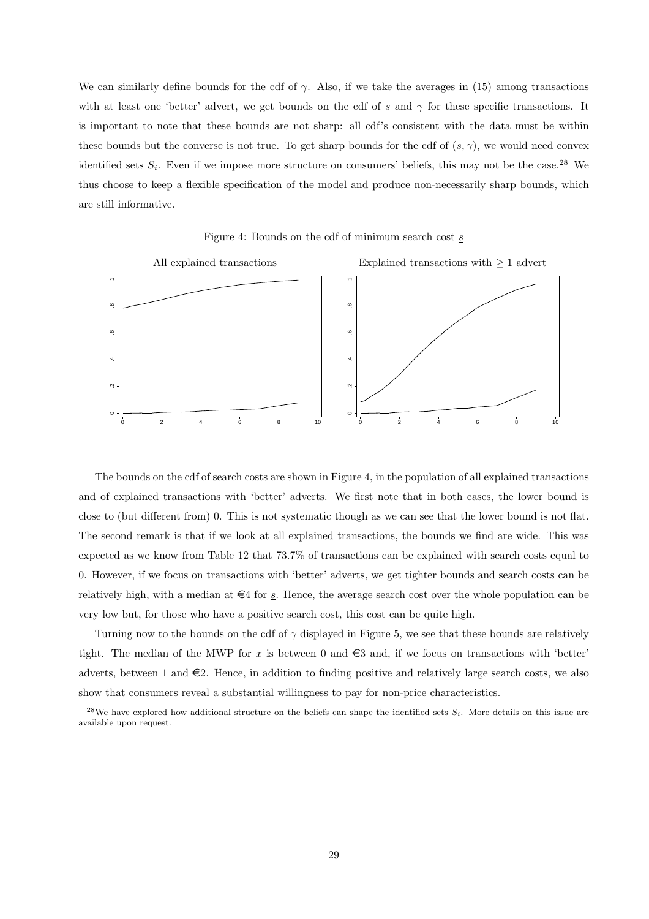We can similarly define bounds for the cdf of $\gamma$. Also, if we take the averages in (15) among transactions with at least one 'better' advert, we get bounds on the cdf of $s$ and $\gamma$ for these specific transactions. It is important to note that these bounds are not sharp: all cdf's consistent with the data must be within these bounds but the converse is not true. To get sharp bounds for the cdf of $(s, \gamma)$, we would need convex identified sets $S_i$. Even if we impose more structure on consumers' beliefs, this may not be the case.[28] We thus choose to keep a flexible specification of the model and produce non-necessarily sharp bounds, which are still informative.

Figure 4: Bounds on the cdf of minimum search cost $\underline{s}$

The bounds on the cdf of search costs are shown in Figure 4, in the population of all explained transactions and of explained transactions with 'better' adverts. We first note that in both cases, the lower bound is close to (but different from) 0. This is not systematic though as we can see that the lower bound is not flat. The second remark is that if we look at all explained transactions, the bounds we find are wide. This was expected as we know from Table 12 that 73.7% of transactions can be explained with search costs equal to 0. However, if we focus on transactions with 'better' adverts, we get tighter bounds and search costs can be relatively high, with a median at €4 for $\underline{s}$. Hence, the average search cost over the whole population can be very low but, for those who have a positive search cost, this cost can be quite high.

Turning now to the bounds on the cdf of $\gamma$ displayed in Figure 5, we see that these bounds are relatively tight. The median of the MWP for $x$ is between 0 and €3 and, if we focus on transactions with 'better' adverts, between 1 and €2. Hence, in addition to finding positive and relatively large search costs, we also show that consumers reveal a substantial willingness to pay for non-price characteristics.

[28] We have explored how additional structure on the beliefs can shape the identified sets $S_i$. More details on this issue are available upon request.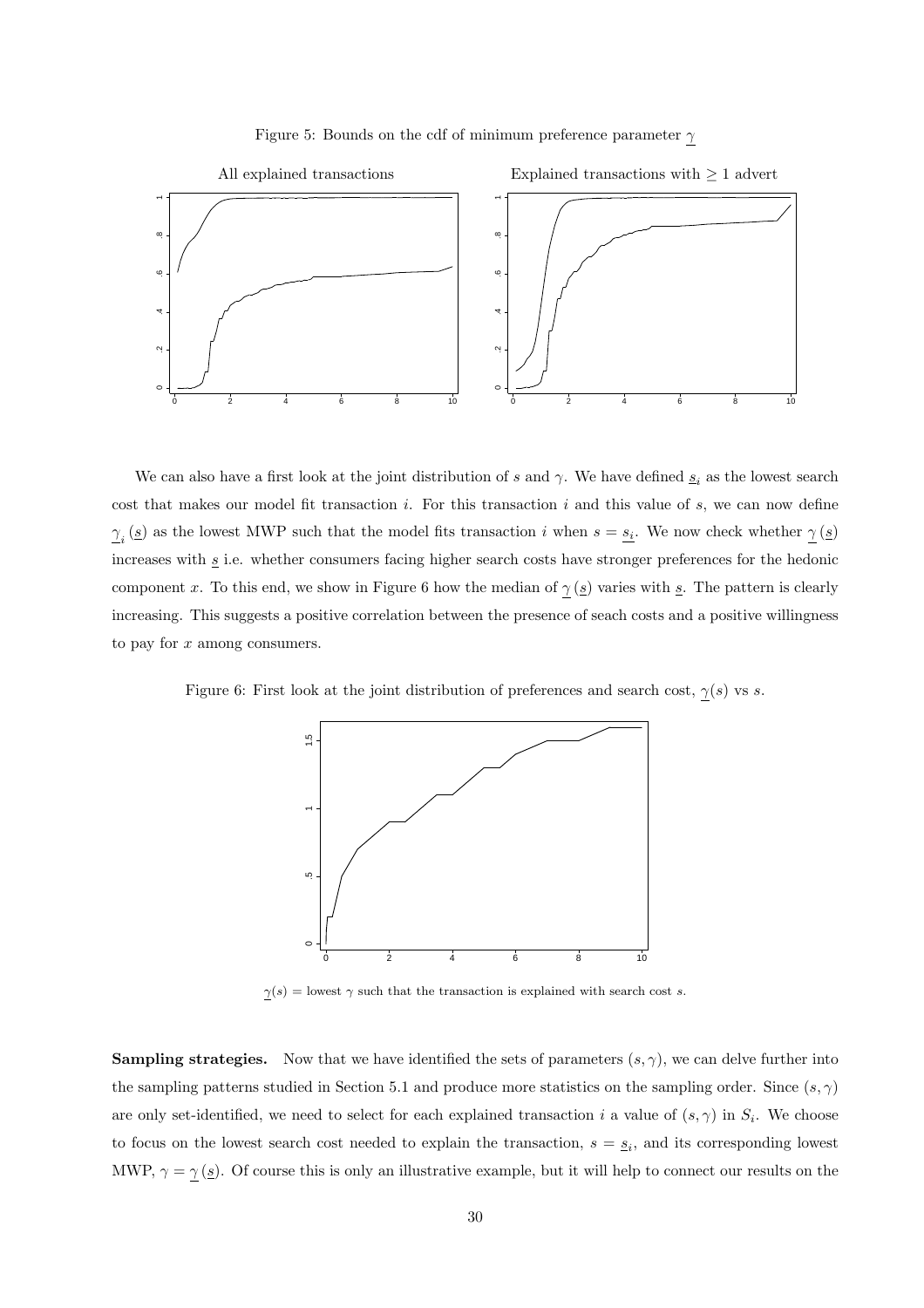Figure 5: Bounds on the cdf of minimum preference parameter $\underline{\gamma}$

All explained transactions

Explained transactions with $\geq 1$ advert

We can also have a first look at the joint distribution of $s$ and $\gamma$. We have defined $\underline{s}_i$ as the lowest search cost that makes our model fit transaction $i$. For this transaction $i$ and this value of $s$, we can now define $\underline{\gamma}_i(\underline{s})$ as the lowest MWP such that the model fits transaction $i$ when $s = \underline{s_i}$. We now check whether $\underline{\gamma}(\underline{s})$ increases with $\underline{s}$ i.e. whether consumers facing higher search costs have stronger preferences for the hedonic component $x$. To this end, we show in Figure 6 how the median of $\underline{\gamma}(\underline{s})$ varies with $\underline{s}$. The pattern is clearly increasing. This suggests a positive correlation between the presence of seach costs and a positive willingness to pay for $x$ among consumers.

Figure 6: First look at the joint distribution of preferences and search cost, $\underline{\gamma}(s)$ vs $s$.

$\underline{\gamma}(s)$ = lowest $\gamma$ such that the transaction is explained with search cost $s$.

**Sampling strategies.** Now that we have identified the sets of parameters $(s, \gamma)$, we can delve further into the sampling patterns studied in Section 5.1 and produce more statistics on the sampling order. Since $(s, \gamma)$ are only set-identified, we need to select for each explained transaction $i$ a value of $(s, \gamma)$ in $S_i$. We choose to focus on the lowest search cost needed to explain the transaction, $s = \underline{s}_i$, and its corresponding lowest MWP, $\gamma = \underline{\gamma}(\underline{s})$. Of course this is only an illustrative example, but it will help to connect our results on the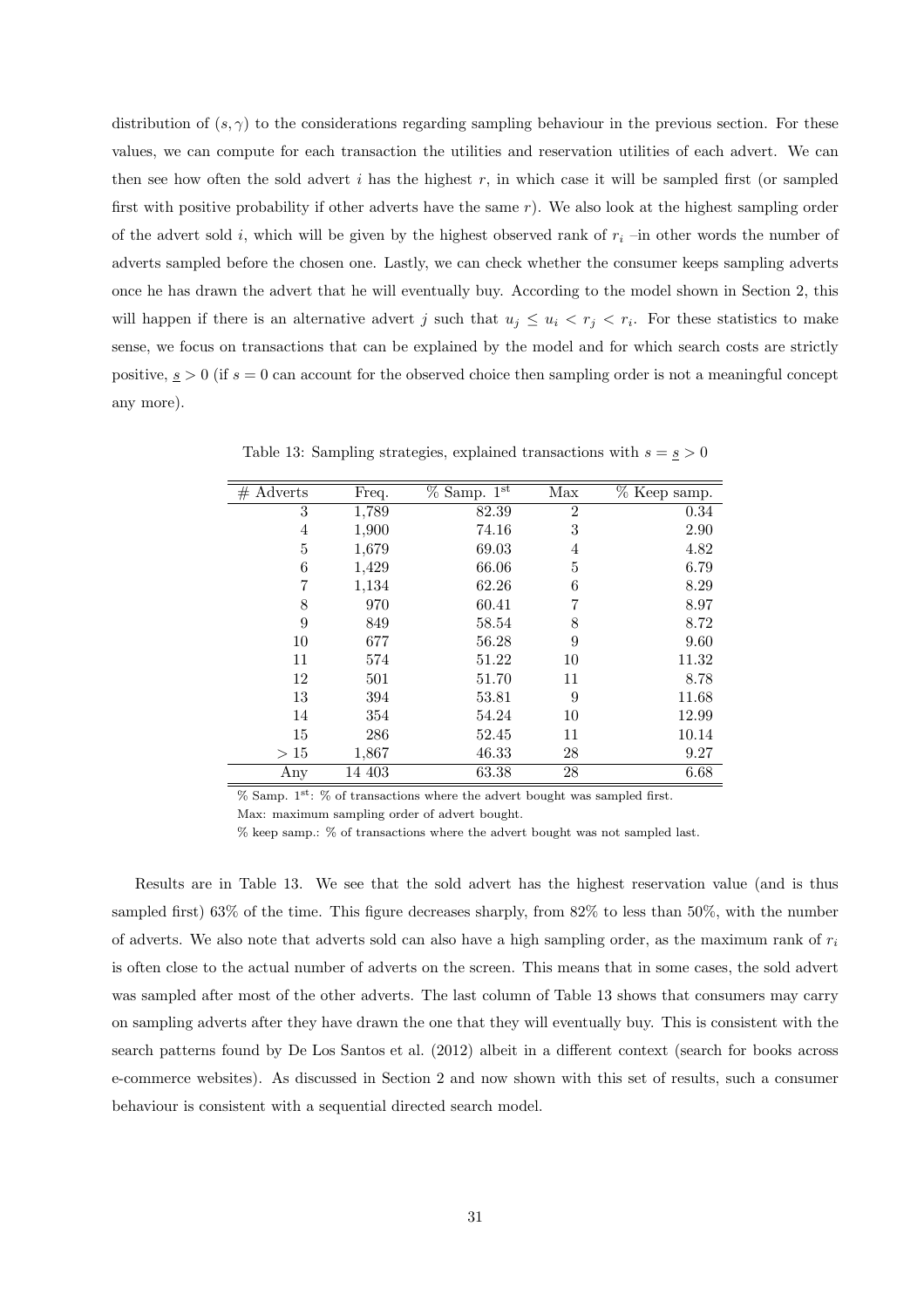distribution of $(s, \gamma)$ to the considerations regarding sampling behaviour in the previous section. For these values, we can compute for each transaction the utilities and reservation utilities of each advert. We can then see how often the sold advert $i$ has the highest $r$, in which case it will be sampled first (or sampled first with positive probability if other adverts have the same $r$). We also look at the highest sampling order of the advert sold $i$, which will be given by the highest observed rank of $r_i$ –in other words the number of adverts sampled before the chosen one. Lastly, we can check whether the consumer keeps sampling adverts once he has drawn the advert that he will eventually buy. According to the model shown in Section 2, this will happen if there is an alternative advert $j$ such that $u_j \leq u_i < r_j < r_i$. For these statistics to make sense, we focus on transactions that can be explained by the model and for which search costs are strictly positive, $\underline{s} > 0$ (if $s = 0$ can account for the observed choice then sampling order is not a meaningful concept any more).

Table 13: Sampling strategies, explained transactions with $s = \underline{s} > 0$

| # Adverts | Freq. | % Samp. 1$^{\text{st}}$ | Max | % Keep samp. |
|---|---|---|---|---|
| 3 | 1,789 | 82.39 | 2 | 0.34 |
| 4 | 1,900 | 74.16 | 3 | 2.90 |
| 5 | 1,679 | 69.03 | 4 | 4.82 |
| 6 | 1,429 | 66.06 | 5 | 6.79 |
| 7 | 1,134 | 62.26 | 6 | 8.29 |
| 8 | 970 | 60.41 | 7 | 8.97 |
| 9 | 849 | 58.54 | 8 | 8.72 |
| 10 | 677 | 56.28 | 9 | 9.60 |
| 11 | 574 | 51.22 | 10 | 11.32 |
| 12 | 501 | 51.70 | 11 | 8.78 |
| 13 | 394 | 53.81 | 9 | 11.68 |
| 14 | 354 | 54.24 | 10 | 12.99 |
| 15 | 286 | 52.45 | 11 | 10.14 |
| > 15 | 1,867 | 46.33 | 28 | 9.27 |
| Any | 14 403 | 63.38 | 28 | 6.68 |

% Samp. 1$^{\text{st}}$: % of transactions where the advert bought was sampled first.

Max: maximum sampling order of advert bought.

% keep samp.: % of transactions where the advert bought was not sampled last.

Results are in Table 13. We see that the sold advert has the highest reservation value (and is thus sampled first) 63% of the time. This figure decreases sharply, from 82% to less than 50%, with the number of adverts. We also note that adverts sold can also have a high sampling order, as the maximum rank of $r_i$ is often close to the actual number of adverts on the screen. This means that in some cases, the sold advert was sampled after most of the other adverts. The last column of Table 13 shows that consumers may carry on sampling adverts after they have drawn the one that they will eventually buy. This is consistent with the search patterns found by De Los Santos et al. (2012) albeit in a different context (search for books across e-commerce websites). As discussed in Section 2 and now shown with this set of results, such a consumer behaviour is consistent with a sequential directed search model.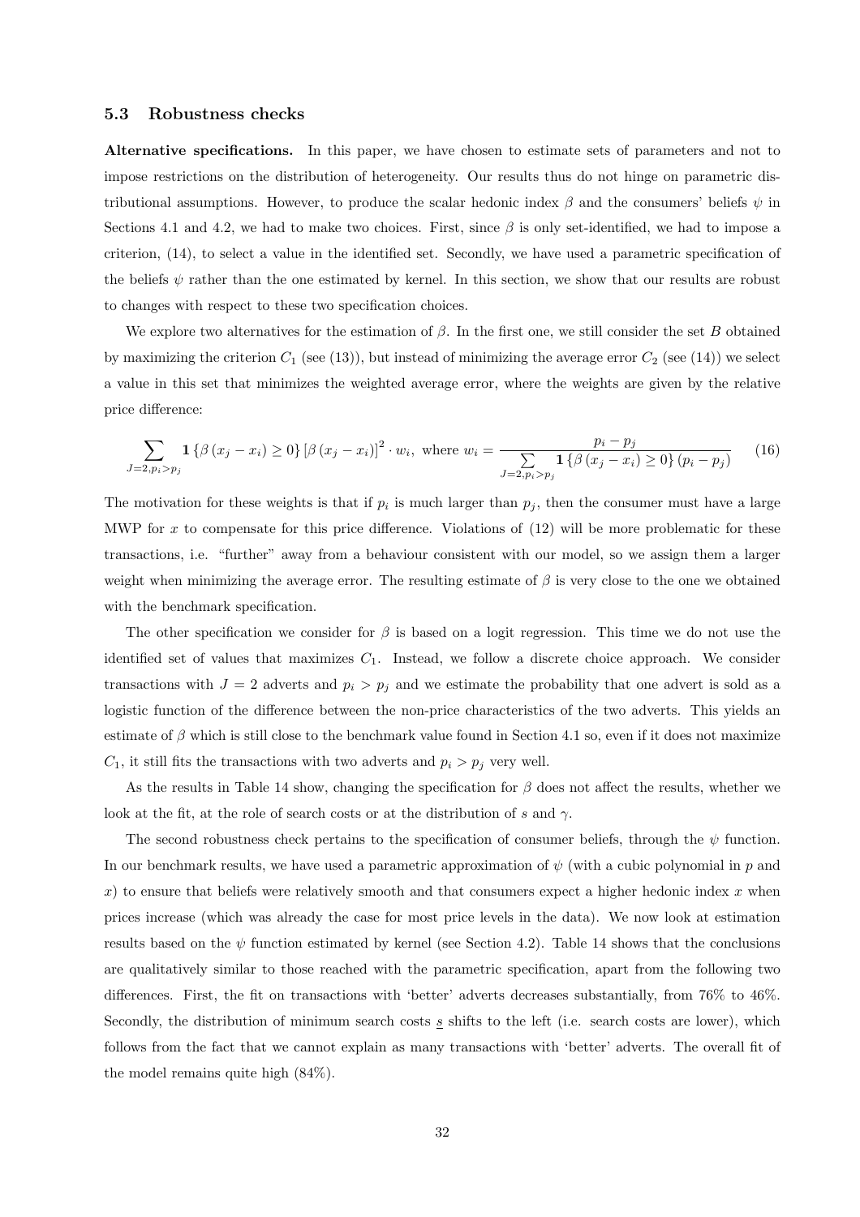### 5.3 Robustness checks

**Alternative specifications.** In this paper, we have chosen to estimate sets of parameters and not to impose restrictions on the distribution of heterogeneity. Our results thus do not hinge on parametric distributional assumptions. However, to produce the scalar hedonic index $\beta$ and the consumers' beliefs $\psi$ in Sections 4.1 and 4.2, we had to make two choices. First, since $\beta$ is only set-identified, we had to impose a criterion, (14), to select a value in the identified set. Secondly, we have used a parametric specification of the beliefs $\psi$ rather than the one estimated by kernel. In this section, we show that our results are robust to changes with respect to these two specification choices.

We explore two alternatives for the estimation of $\beta$. In the first one, we still consider the set $B$ obtained by maximizing the criterion $C_1$ (see (13)), but instead of minimizing the average error $C_2$ (see (14)) we select a value in this set that minimizes the weighted average error, where the weights are given by the relative price difference:

$$\sum_{J=2, p_i > p_j} \mathbf{1}\left\{\beta\left(x_j - x_i\right) \geq 0\right\}\left[\beta\left(x_j - x_i\right)\right]^2 \cdot w_i, \text{ where } w_i = \frac{p_i - p_j}{\sum\limits_{J=2, p_i > p_j} \mathbf{1}\left\{\beta\left(x_j - x_i\right) \geq 0\right\}\left(p_i - p_j\right)} \tag{16}$$

The motivation for these weights is that if $p_i$ is much larger than $p_j$, then the consumer must have a large MWP for $x$ to compensate for this price difference. Violations of (12) will be more problematic for these transactions, i.e. "further" away from a behaviour consistent with our model, so we assign them a larger weight when minimizing the average error. The resulting estimate of $\beta$ is very close to the one we obtained with the benchmark specification.

The other specification we consider for $\beta$ is based on a logit regression. This time we do not use the identified set of values that maximizes $C_1$. Instead, we follow a discrete choice approach. We consider transactions with $J = 2$ adverts and $p_i > p_j$ and we estimate the probability that one advert is sold as a logistic function of the difference between the non-price characteristics of the two adverts. This yields an estimate of $\beta$ which is still close to the benchmark value found in Section 4.1 so, even if it does not maximize $C_1$, it still fits the transactions with two adverts and $p_i > p_j$ very well.

As the results in Table 14 show, changing the specification for $\beta$ does not affect the results, whether we look at the fit, at the role of search costs or at the distribution of $s$ and $\gamma$.

The second robustness check pertains to the specification of consumer beliefs, through the $\psi$ function. In our benchmark results, we have used a parametric approximation of $\psi$ (with a cubic polynomial in $p$ and $x$) to ensure that beliefs were relatively smooth and that consumers expect a higher hedonic index $x$ when prices increase (which was already the case for most price levels in the data). We now look at estimation results based on the $\psi$ function estimated by kernel (see Section 4.2). Table 14 shows that the conclusions are qualitatively similar to those reached with the parametric specification, apart from the following two differences. First, the fit on transactions with 'better' adverts decreases substantially, from 76% to 46%. Secondly, the distribution of minimum search costs $\underline{s}$ shifts to the left (i.e. search costs are lower), which follows from the fact that we cannot explain as many transactions with 'better' adverts. The overall fit of the model remains quite high (84%).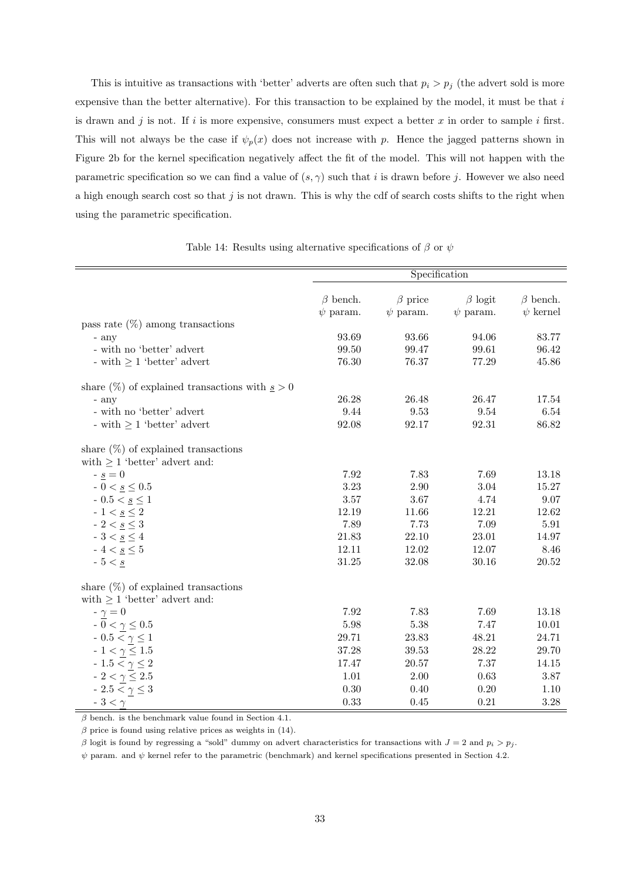This is intuitive as transactions with 'better' adverts are often such that $p_i > p_j$ (the advert sold is more expensive than the better alternative). For this transaction to be explained by the model, it must be that $i$ is drawn and $j$ is not. If $i$ is more expensive, consumers must expect a better $x$ in order to sample $i$ first. This will not always be the case if $\psi_p(x)$ does not increase with $p$. Hence the jagged patterns shown in Figure 2b for the kernel specification negatively affect the fit of the model. This will not happen with the parametric specification so we can find a value of $(s, \gamma)$ such that $i$ is drawn before $j$. However we also need a high enough search cost so that $j$ is not drawn. This is why the cdf of search costs shifts to the right when using the parametric specification.

Table 14: Results using alternative specifications of $\beta$ or $\psi$

| | Specification | | | |
|---|---|---|---|---|
| | $\beta$ bench. $\psi$ param. | $\beta$ price $\psi$ param. | $\beta$ logit $\psi$ param. | $\beta$ bench. $\psi$ kernel |
| pass rate (%) among transactions | | | | |
| - any | 93.69 | 93.66 | 94.06 | 83.77 |
| - with no 'better' advert | 99.50 | 99.47 | 99.61 | 96.42 |
| - with $\geq 1$ 'better' advert | 76.30 | 76.37 | 77.29 | 45.86 |
| share (%) of explained transactions with $\underline{s} > 0$ | | | | |
| - any | 26.28 | 26.48 | 26.47 | 17.54 |
| - with no 'better' advert | 9.44 | 9.53 | 9.54 | 6.54 |
| - with $\geq 1$ 'better' advert | 92.08 | 92.17 | 92.31 | 86.82 |
| share (%) of explained transactions with $\geq 1$ 'better' advert and: | | | | |
| - $\underline{s} = 0$ | 7.92 | 7.83 | 7.69 | 13.18 |
| - $0 < \underline{s} \leq 0.5$ | 3.23 | 2.90 | 3.04 | 15.27 |
| - $0.5 < \underline{s} \leq 1$ | 3.57 | 3.67 | 4.74 | 9.07 |
| - $1 < \underline{s} \leq 2$ | 12.19 | 11.66 | 12.21 | 12.62 |
| - $2 < \underline{s} \leq 3$ | 7.89 | 7.73 | 7.09 | 5.91 |
| - $3 < \underline{s} \leq 4$ | 21.83 | 22.10 | 23.01 | 14.97 |
| - $4 < \underline{s} \leq 5$ | 12.11 | 12.02 | 12.07 | 8.46 |
| - $5 < \underline{s}$ | 31.25 | 32.08 | 30.16 | 20.52 |
| share (%) of explained transactions with $\geq 1$ 'better' advert and: | | | | |
| - $\underline{\gamma} = 0$ | 7.92 | 7.83 | 7.69 | 13.18 |
| - $0 < \underline{\gamma} \leq 0.5$ | 5.98 | 5.38 | 7.47 | 10.01 |
| - $0.5 < \underline{\gamma} \leq 1$ | 29.71 | 23.83 | 48.21 | 24.71 |
| - $1 < \underline{\gamma} \leq 1.5$ | 37.28 | 39.53 | 28.22 | 29.70 |
| - $1.5 < \underline{\gamma} \leq 2$ | 17.47 | 20.57 | 7.37 | 14.15 |
| - $2 < \underline{\gamma} \leq 2.5$ | 1.01 | 2.00 | 0.63 | 3.87 |
| - $2.5 < \underline{\gamma} \leq 3$ | 0.30 | 0.40 | 0.20 | 1.10 |
| - $3 < \underline{\gamma}$ | 0.33 | 0.45 | 0.21 | 3.28 |

$\beta$ bench. is the benchmark value found in Section 4.1.

$\beta$ price is found using relative prices as weights in (14).

$\beta$ logit is found by regressing a "sold" dummy on advert characteristics for transactions with $J = 2$ and $p_i > p_j$.

$\psi$ param. and $\psi$ kernel refer to the parametric (benchmark) and kernel specifications presented in Section 4.2.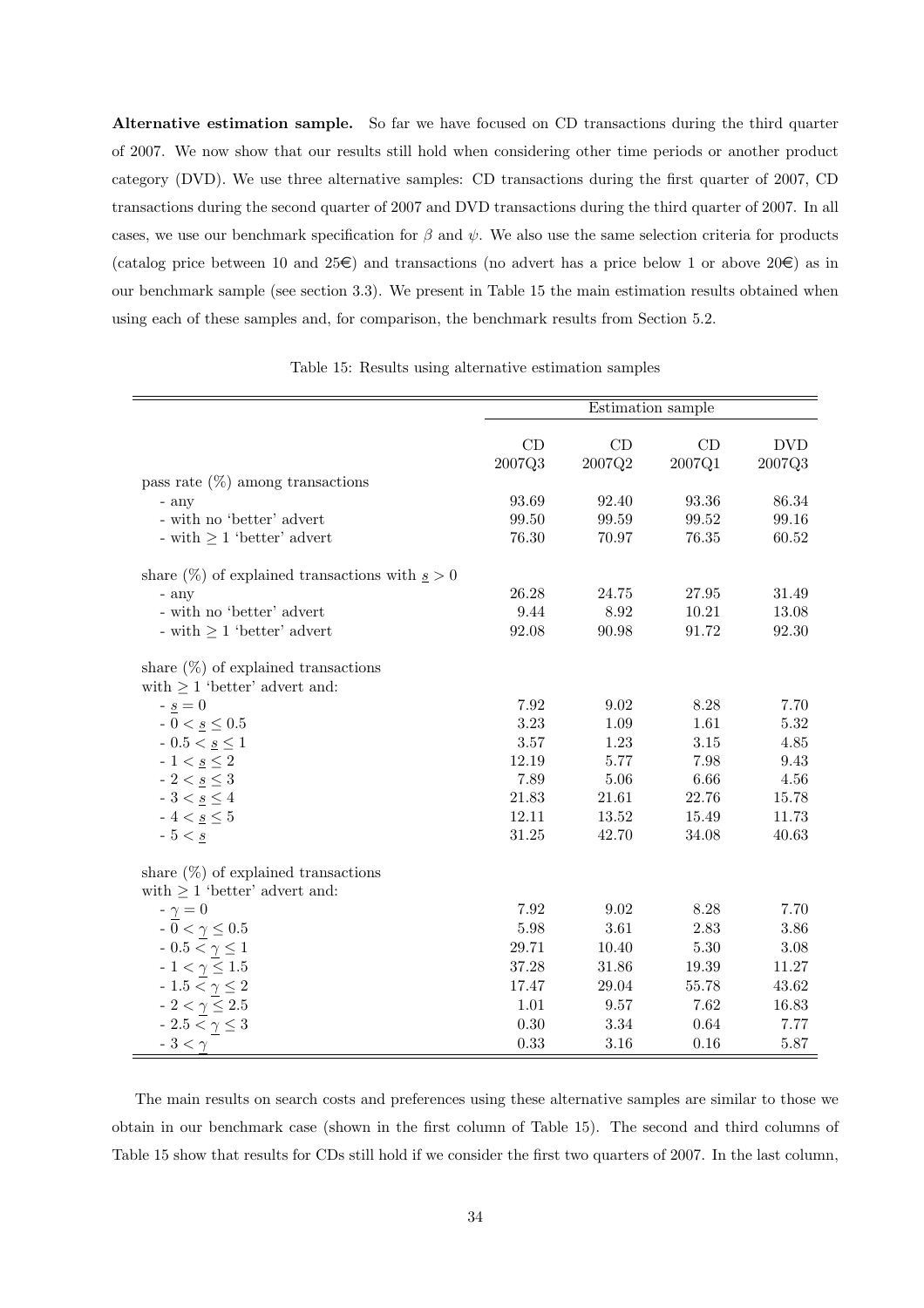**Alternative estimation sample.** So far we have focused on CD transactions during the third quarter of 2007. We now show that our results still hold when considering other time periods or another product category (DVD). We use three alternative samples: CD transactions during the first quarter of 2007, CD transactions during the second quarter of 2007 and DVD transactions during the third quarter of 2007. In all cases, we use our benchmark specification for $\beta$ and $\psi$. We also use the same selection criteria for products (catalog price between 10 and 25€) and transactions (no advert has a price below 1 or above 20€) as in our benchmark sample (see section 3.3). We present in Table 15 the main estimation results obtained when using each of these samples and, for comparison, the benchmark results from Section 5.2.

Table 15: Results using alternative estimation samples

| | Estimation sample | | | |
|---|---|---|---|---|
| | CD 2007Q3 | CD 2007Q2 | CD 2007Q1 | DVD 2007Q3 |
| pass rate (%) among transactions | | | | |
| - any | 93.69 | 92.40 | 93.36 | 86.34 |
| - with no 'better' advert | 99.50 | 99.59 | 99.52 | 99.16 |
| - with $\geq 1$ 'better' advert | 76.30 | 70.97 | 76.35 | 60.52 |
| share (%) of explained transactions with $\underline{s} > 0$ | | | | |
| - any | 26.28 | 24.75 | 27.95 | 31.49 |
| - with no 'better' advert | 9.44 | 8.92 | 10.21 | 13.08 |
| - with $\geq 1$ 'better' advert | 92.08 | 90.98 | 91.72 | 92.30 |
| share (%) of explained transactions with $\geq 1$ 'better' advert and: | | | | |
| - $\underline{s} = 0$ | 7.92 | 9.02 | 8.28 | 7.70 |
| - $0 < \underline{s} \leq 0.5$ | 3.23 | 1.09 | 1.61 | 5.32 |
| - $0.5 < \underline{s} \leq 1$ | 3.57 | 1.23 | 3.15 | 4.85 |
| - $1 < \underline{s} \leq 2$ | 12.19 | 5.77 | 7.98 | 9.43 |
| - $2 < \underline{s} \leq 3$ | 7.89 | 5.06 | 6.66 | 4.56 |
| - $3 < \underline{s} \leq 4$ | 21.83 | 21.61 | 22.76 | 15.78 |
| - $4 < \underline{s} \leq 5$ | 12.11 | 13.52 | 15.49 | 11.73 |
| - $5 < \underline{s}$ | 31.25 | 42.70 | 34.08 | 40.63 |
| share (%) of explained transactions with $\geq 1$ 'better' advert and: | | | | |
| - $\underline{\gamma} = 0$ | 7.92 | 9.02 | 8.28 | 7.70 |
| - $0 < \underline{\gamma} \leq 0.5$ | 5.98 | 3.61 | 2.83 | 3.86 |
| - $0.5 < \underline{\gamma} \leq 1$ | 29.71 | 10.40 | 5.30 | 3.08 |
| - $1 < \underline{\gamma} \leq 1.5$ | 37.28 | 31.86 | 19.39 | 11.27 |
| - $1.5 < \underline{\gamma} \leq 2$ | 17.47 | 29.04 | 55.78 | 43.62 |
| - $2 < \underline{\gamma} \leq 2.5$ | 1.01 | 9.57 | 7.62 | 16.83 |
| - $2.5 < \underline{\gamma} \leq 3$ | 0.30 | 3.34 | 0.64 | 7.77 |
| - $3 < \underline{\gamma}$ | 0.33 | 3.16 | 0.16 | 5.87 |

The main results on search costs and preferences using these alternative samples are similar to those we obtain in our benchmark case (shown in the first column of Table 15). The second and third columns of Table 15 show that results for CDs still hold if we consider the first two quarters of 2007. In the last column,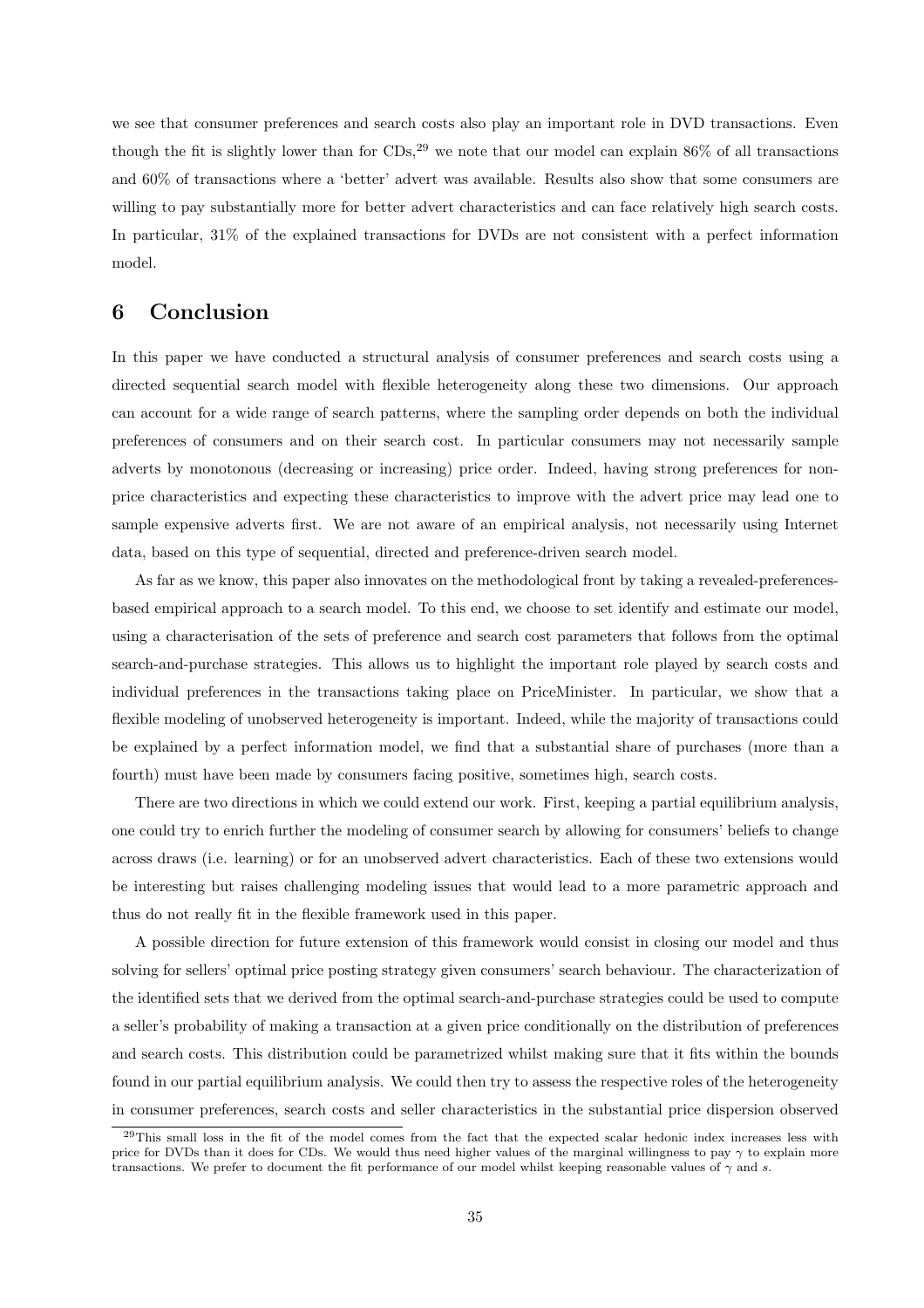we see that consumer preferences and search costs also play an important role in DVD transactions. Even though the fit is slightly lower than for CDs,[29] we note that our model can explain 86% of all transactions and 60% of transactions where a 'better' advert was available. Results also show that some consumers are willing to pay substantially more for better advert characteristics and can face relatively high search costs. In particular, 31% of the explained transactions for DVDs are not consistent with a perfect information model.

## 6 Conclusion

In this paper we have conducted a structural analysis of consumer preferences and search costs using a directed sequential search model with flexible heterogeneity along these two dimensions. Our approach can account for a wide range of search patterns, where the sampling order depends on both the individual preferences of consumers and on their search cost. In particular consumers may not necessarily sample adverts by monotonous (decreasing or increasing) price order. Indeed, having strong preferences for non-price characteristics and expecting these characteristics to improve with the advert price may lead one to sample expensive adverts first. We are not aware of an empirical analysis, not necessarily using Internet data, based on this type of sequential, directed and preference-driven search model.

As far as we know, this paper also innovates on the methodological front by taking a revealed-preferences-based empirical approach to a search model. To this end, we choose to set identify and estimate our model, using a characterisation of the sets of preference and search cost parameters that follows from the optimal search-and-purchase strategies. This allows us to highlight the important role played by search costs and individual preferences in the transactions taking place on PriceMinister. In particular, we show that a flexible modeling of unobserved heterogeneity is important. Indeed, while the majority of transactions could be explained by a perfect information model, we find that a substantial share of purchases (more than a fourth) must have been made by consumers facing positive, sometimes high, search costs.

There are two directions in which we could extend our work. First, keeping a partial equilibrium analysis, one could try to enrich further the modeling of consumer search by allowing for consumers' beliefs to change across draws (i.e. learning) or for an unobserved advert characteristics. Each of these two extensions would be interesting but raises challenging modeling issues that would lead to a more parametric approach and thus do not really fit in the flexible framework used in this paper.

A possible direction for future extension of this framework would consist in closing our model and thus solving for sellers' optimal price posting strategy given consumers' search behaviour. The characterization of the identified sets that we derived from the optimal search-and-purchase strategies could be used to compute a seller's probability of making a transaction at a given price conditionally on the distribution of preferences and search costs. This distribution could be parametrized whilst making sure that it fits within the bounds found in our partial equilibrium analysis. We could then try to assess the respective roles of the heterogeneity in consumer preferences, search costs and seller characteristics in the substantial price dispersion observed

[29]This small loss in the fit of the model comes from the fact that the expected scalar hedonic index increases less with price for DVDs than it does for CDs. We would thus need higher values of the marginal willingness to pay $\gamma$ to explain more transactions. We prefer to document the fit performance of our model whilst keeping reasonable values of $\gamma$ and $s$.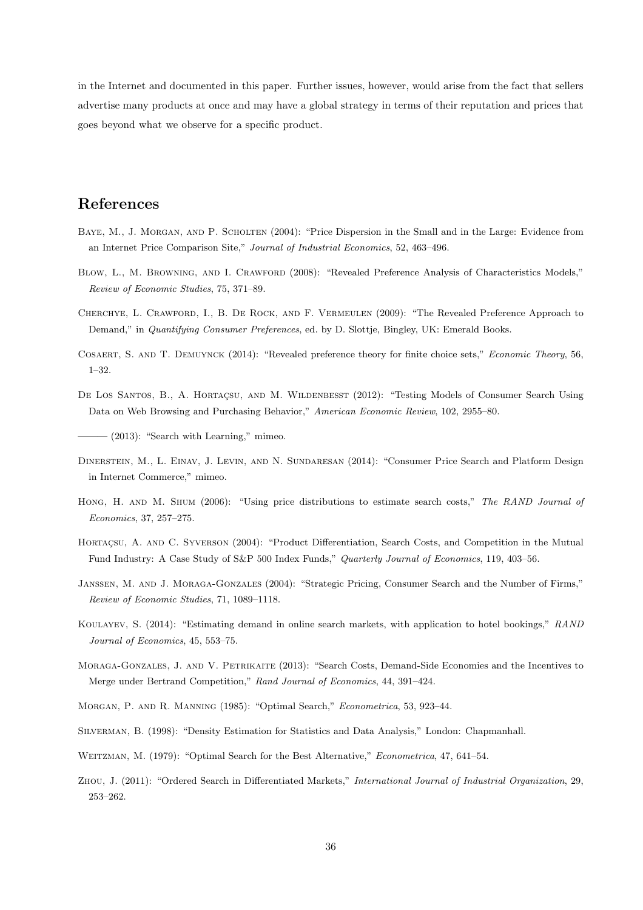in the Internet and documented in this paper. Further issues, however, would arise from the fact that sellers advertise many products at once and may have a global strategy in terms of their reputation and prices that goes beyond what we observe for a specific product.

# References

Baye, M., J. Morgan, and P. Scholten (2004): "Price Dispersion in the Small and in the Large: Evidence from an Internet Price Comparison Site," *Journal of Industrial Economics*, 52, 463–496.

Blow, L., M. Browning, and I. Crawford (2008): "Revealed Preference Analysis of Characteristics Models," *Review of Economic Studies*, 75, 371–89.

Cherchye, L. Crawford, I., B. De Rock, and F. Vermeulen (2009): "The Revealed Preference Approach to Demand," in *Quantifying Consumer Preferences*, ed. by D. Slottje, Bingley, UK: Emerald Books.

Cosaert, S. and T. Demuynck (2014): "Revealed preference theory for finite choice sets," *Economic Theory*, 56, 1–32.

De Los Santos, B., A. Hortaçsu, and M. Wildenbesst (2012): "Testing Models of Consumer Search Using Data on Web Browsing and Purchasing Behavior," *American Economic Review*, 102, 2955–80.

——— (2013): "Search with Learning," mimeo.

Dinerstein, M., L. Einav, J. Levin, and N. Sundaresan (2014): "Consumer Price Search and Platform Design in Internet Commerce," mimeo.

Hong, H. and M. Shum (2006): "Using price distributions to estimate search costs," *The RAND Journal of Economics*, 37, 257–275.

Hortaçsu, A. and C. Syverson (2004): "Product Differentiation, Search Costs, and Competition in the Mutual Fund Industry: A Case Study of S&P 500 Index Funds," *Quarterly Journal of Economics*, 119, 403–56.

Janssen, M. and J. Moraga-Gonzales (2004): "Strategic Pricing, Consumer Search and the Number of Firms," *Review of Economic Studies*, 71, 1089–1118.

Koulayev, S. (2014): "Estimating demand in online search markets, with application to hotel bookings," *RAND Journal of Economics*, 45, 553–75.

Moraga-Gonzales, J. and V. Petrikaite (2013): "Search Costs, Demand-Side Economies and the Incentives to Merge under Bertrand Competition," *Rand Journal of Economics*, 44, 391–424.

Morgan, P. and R. Manning (1985): "Optimal Search," *Econometrica*, 53, 923–44.

Silverman, B. (1998): "Density Estimation for Statistics and Data Analysis," London: Chapmanhall.

Weitzman, M. (1979): "Optimal Search for the Best Alternative," *Econometrica*, 47, 641–54.

Zhou, J. (2011): "Ordered Search in Differentiated Markets," *International Journal of Industrial Organization*, 29, 253–262.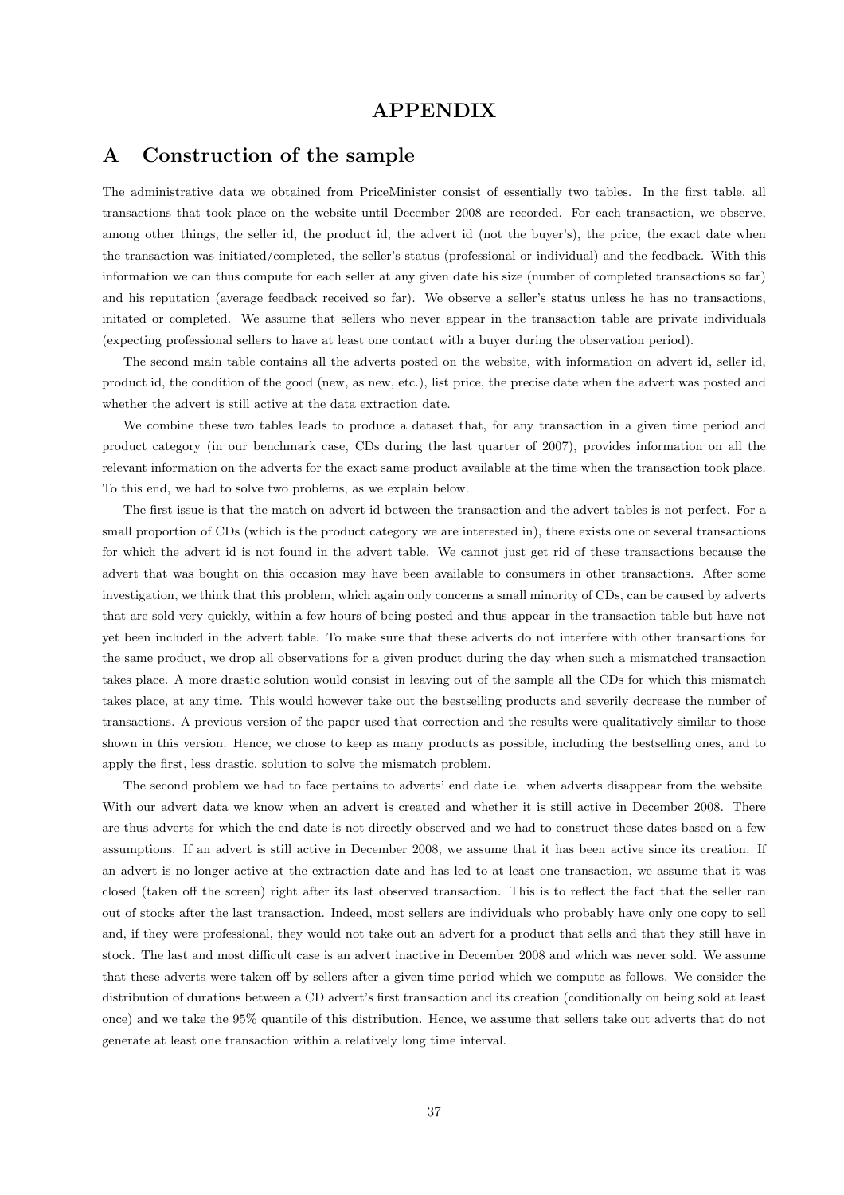# APPENDIX

## A Construction of the sample

The administrative data we obtained from PriceMinister consist of essentially two tables. In the first table, all transactions that took place on the website until December 2008 are recorded. For each transaction, we observe, among other things, the seller id, the product id, the advert id (not the buyer's), the price, the exact date when the transaction was initiated/completed, the seller's status (professional or individual) and the feedback. With this information we can thus compute for each seller at any given date his size (number of completed transactions so far) and his reputation (average feedback received so far). We observe a seller's status unless he has no transactions, initated or completed. We assume that sellers who never appear in the transaction table are private individuals (expecting professional sellers to have at least one contact with a buyer during the observation period).

The second main table contains all the adverts posted on the website, with information on advert id, seller id, product id, the condition of the good (new, as new, etc.), list price, the precise date when the advert was posted and whether the advert is still active at the data extraction date.

We combine these two tables leads to produce a dataset that, for any transaction in a given time period and product category (in our benchmark case, CDs during the last quarter of 2007), provides information on all the relevant information on the adverts for the exact same product available at the time when the transaction took place. To this end, we had to solve two problems, as we explain below.

The first issue is that the match on advert id between the transaction and the advert tables is not perfect. For a small proportion of CDs (which is the product category we are interested in), there exists one or several transactions for which the advert id is not found in the advert table. We cannot just get rid of these transactions because the advert that was bought on this occasion may have been available to consumers in other transactions. After some investigation, we think that this problem, which again only concerns a small minority of CDs, can be caused by adverts that are sold very quickly, within a few hours of being posted and thus appear in the transaction table but have not yet been included in the advert table. To make sure that these adverts do not interfere with other transactions for the same product, we drop all observations for a given product during the day when such a mismatched transaction takes place. A more drastic solution would consist in leaving out of the sample all the CDs for which this mismatch takes place, at any time. This would however take out the bestselling products and severily decrease the number of transactions. A previous version of the paper used that correction and the results were qualitatively similar to those shown in this version. Hence, we chose to keep as many products as possible, including the bestselling ones, and to apply the first, less drastic, solution to solve the mismatch problem.

The second problem we had to face pertains to adverts' end date i.e. when adverts disappear from the website. With our advert data we know when an advert is created and whether it is still active in December 2008. There are thus adverts for which the end date is not directly observed and we had to construct these dates based on a few assumptions. If an advert is still active in December 2008, we assume that it has been active since its creation. If an advert is no longer active at the extraction date and has led to at least one transaction, we assume that it was closed (taken off the screen) right after its last observed transaction. This is to reflect the fact that the seller ran out of stocks after the last transaction. Indeed, most sellers are individuals who probably have only one copy to sell and, if they were professional, they would not take out an advert for a product that sells and that they still have in stock. The last and most difficult case is an advert inactive in December 2008 and which was never sold. We assume that these adverts were taken off by sellers after a given time period which we compute as follows. We consider the distribution of durations between a CD advert's first transaction and its creation (conditionally on being sold at least once) and we take the 95% quantile of this distribution. Hence, we assume that sellers take out adverts that do not generate at least one transaction within a relatively long time interval.